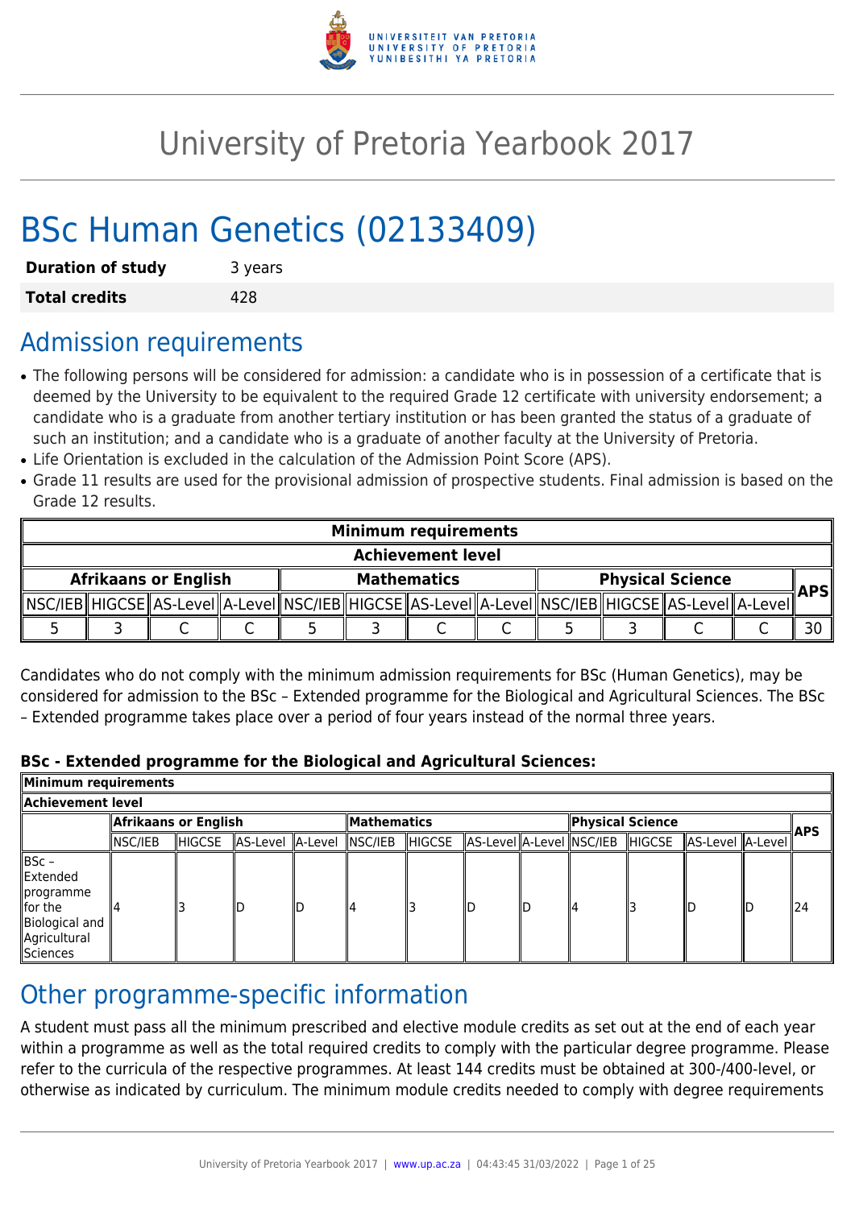# University of Pretoria Yearbook 2017

# BSc Human Genetics (02133409)

| | |
|---|---|
| **Duration of study** | 3 years |
| **Total credits** | 428 |

## Admission requirements

- The following persons will be considered for admission: a candidate who is in possession of a certificate that is deemed by the University to be equivalent to the required Grade 12 certificate with university endorsement; a candidate who is a graduate from another tertiary institution or has been granted the status of a graduate of such an institution; and a candidate who is a graduate of another faculty at the University of Pretoria.
- Life Orientation is excluded in the calculation of the Admission Point Score (APS).
- Grade 11 results are used for the provisional admission of prospective students. Final admission is based on the Grade 12 results.

| **Minimum requirements** | | | | | | | | | | | | |
|---|---|---|---|---|---|---|---|---|---|---|---|---|
| **Achievement level** | | | | | | | | | | | | |
| **Afrikaans or English** | | | | **Mathematics** | | | | **Physical Science** | | | | **APS** |
| NSC/IEB | HIGCSE | AS-Level | A-Level | NSC/IEB | HIGCSE | AS-Level | A-Level | NSC/IEB | HIGCSE | AS-Level | A-Level | |
| 5 | 3 | C | C | 5 | 3 | C | C | 5 | 3 | C | C | 30 |

Candidates who do not comply with the minimum admission requirements for BSc (Human Genetics), may be considered for admission to the BSc – Extended programme for the Biological and Agricultural Sciences. The BSc – Extended programme takes place over a period of four years instead of the normal three years.

**BSc - Extended programme for the Biological and Agricultural Sciences:**

| **Minimum requirements** | | | | | | | | | | | | | |
|---|---|---|---|---|---|---|---|---|---|---|---|---|---|
| **Achievement level** | | | | | | | | | | | | | |
| | **Afrikaans or English** | | | | **Mathematics** | | | | **Physical Science** | | | | **APS** |
| | NSC/IEB | HIGCSE | AS-Level | A-Level | NSC/IEB | HIGCSE | AS-Level | A-Level | NSC/IEB | HIGCSE | AS-Level | A-Level | |
| BSc – Extended programme for the Biological and Agricultural Sciences | 4 | 3 | D | D | 4 | 3 | D | D | 4 | 3 | D | D | 24 |

## Other programme-specific information

A student must pass all the minimum prescribed and elective module credits as set out at the end of each year within a programme as well as the total required credits to comply with the particular degree programme. Please refer to the curricula of the respective programmes. At least 144 credits must be obtained at 300-/400-level, or otherwise as indicated by curriculum. The minimum module credits needed to comply with degree requirements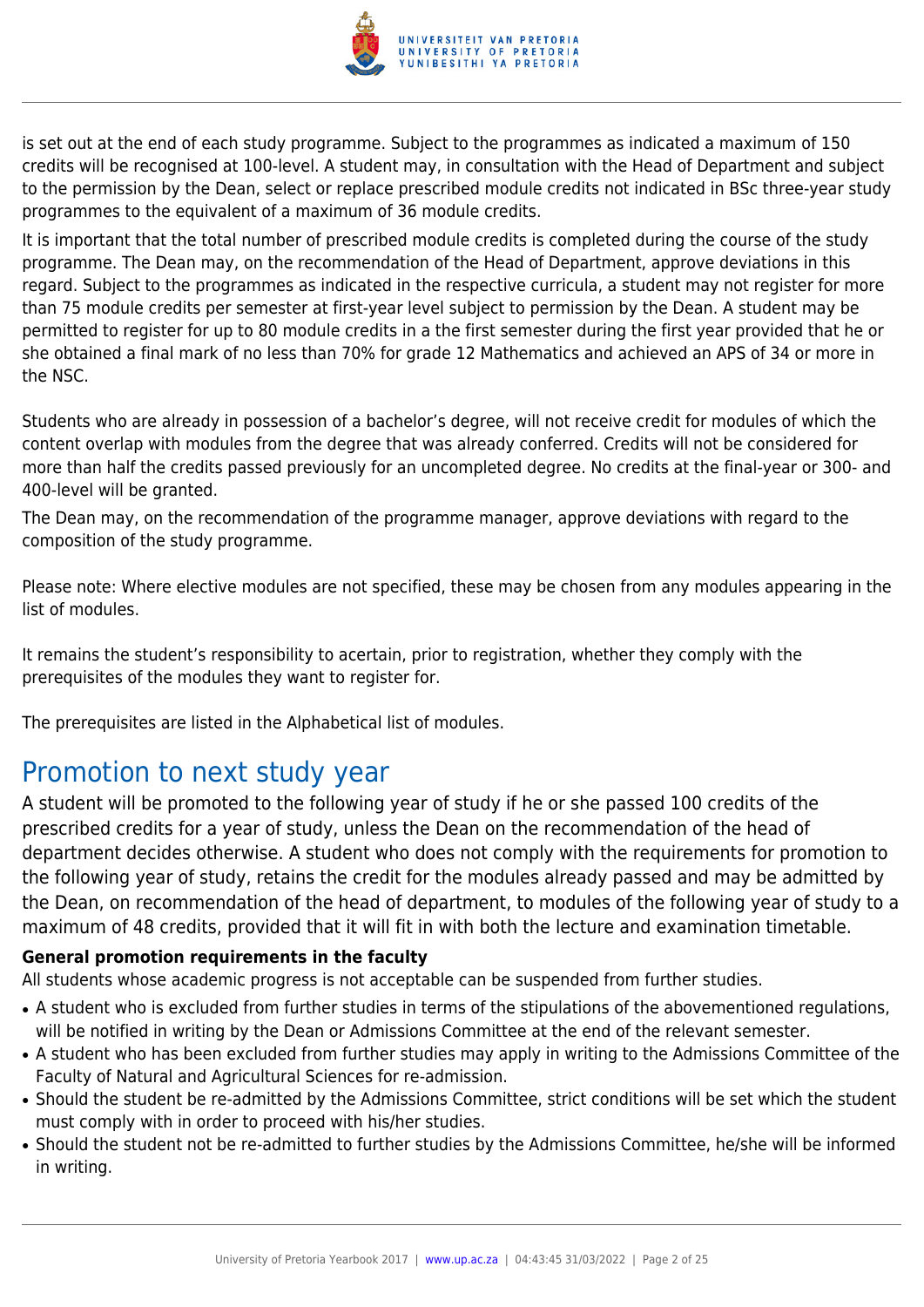is set out at the end of each study programme. Subject to the programmes as indicated a maximum of 150 credits will be recognised at 100-level. A student may, in consultation with the Head of Department and subject to the permission by the Dean, select or replace prescribed module credits not indicated in BSc three-year study programmes to the equivalent of a maximum of 36 module credits.

It is important that the total number of prescribed module credits is completed during the course of the study programme. The Dean may, on the recommendation of the Head of Department, approve deviations in this regard. Subject to the programmes as indicated in the respective curricula, a student may not register for more than 75 module credits per semester at first-year level subject to permission by the Dean. A student may be permitted to register for up to 80 module credits in a the first semester during the first year provided that he or she obtained a final mark of no less than 70% for grade 12 Mathematics and achieved an APS of 34 or more in the NSC.

Students who are already in possession of a bachelor's degree, will not receive credit for modules of which the content overlap with modules from the degree that was already conferred. Credits will not be considered for more than half the credits passed previously for an uncompleted degree. No credits at the final-year or 300- and 400-level will be granted.

The Dean may, on the recommendation of the programme manager, approve deviations with regard to the composition of the study programme.

Please note: Where elective modules are not specified, these may be chosen from any modules appearing in the list of modules.

It remains the student's responsibility to acertain, prior to registration, whether they comply with the prerequisites of the modules they want to register for.

The prerequisites are listed in the Alphabetical list of modules.

# Promotion to next study year

A student will be promoted to the following year of study if he or she passed 100 credits of the prescribed credits for a year of study, unless the Dean on the recommendation of the head of department decides otherwise. A student who does not comply with the requirements for promotion to the following year of study, retains the credit for the modules already passed and may be admitted by the Dean, on recommendation of the head of department, to modules of the following year of study to a maximum of 48 credits, provided that it will fit in with both the lecture and examination timetable.

**General promotion requirements in the faculty**

All students whose academic progress is not acceptable can be suspended from further studies.

- A student who is excluded from further studies in terms of the stipulations of the abovementioned regulations, will be notified in writing by the Dean or Admissions Committee at the end of the relevant semester.
- A student who has been excluded from further studies may apply in writing to the Admissions Committee of the Faculty of Natural and Agricultural Sciences for re-admission.
- Should the student be re-admitted by the Admissions Committee, strict conditions will be set which the student must comply with in order to proceed with his/her studies.
- Should the student not be re-admitted to further studies by the Admissions Committee, he/she will be informed in writing.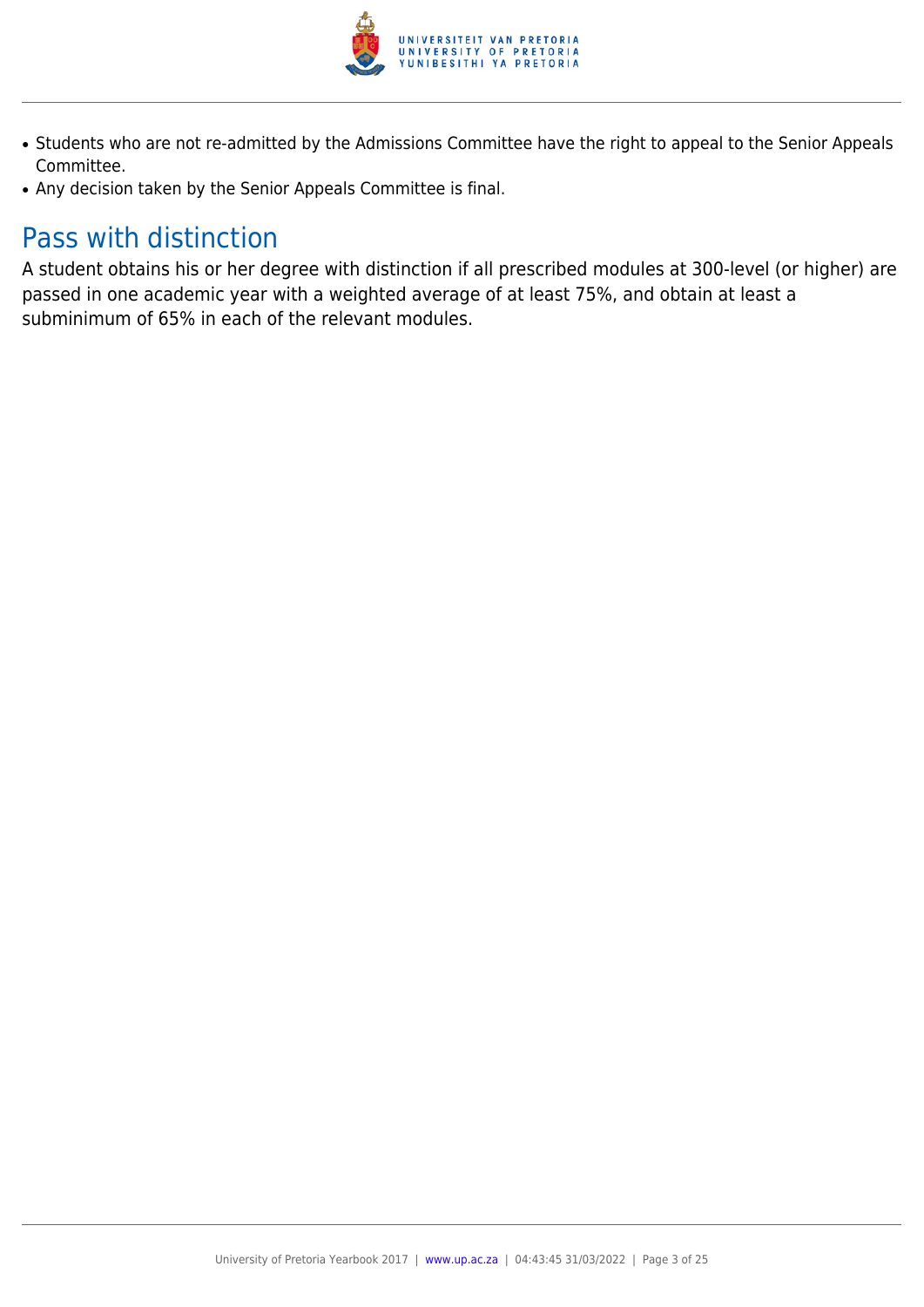- Students who are not re-admitted by the Admissions Committee have the right to appeal to the Senior Appeals Committee.
- Any decision taken by the Senior Appeals Committee is final.

## Pass with distinction

A student obtains his or her degree with distinction if all prescribed modules at 300-level (or higher) are passed in one academic year with a weighted average of at least 75%, and obtain at least a subminimum of 65% in each of the relevant modules.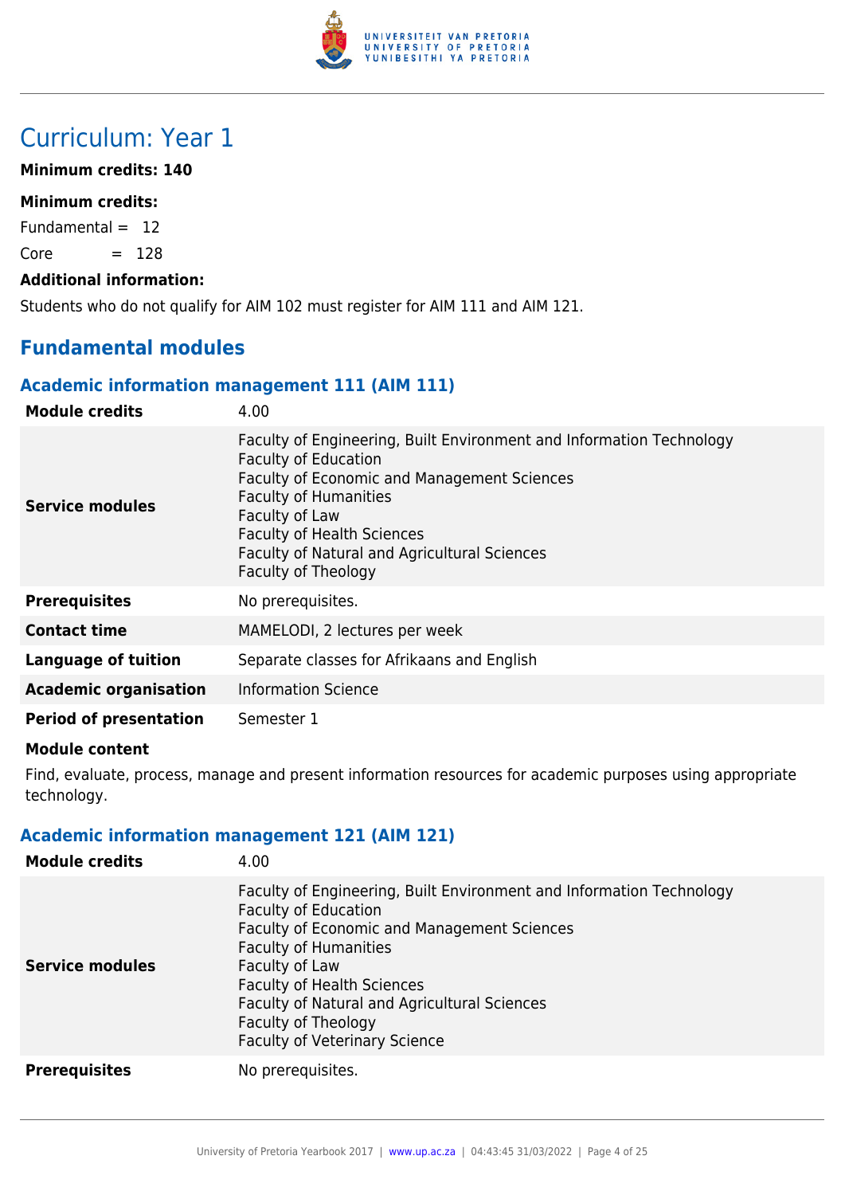# Curriculum: Year 1

**Minimum credits: 140**

**Minimum credits:**

Fundamental = 12

Core = 128

**Additional information:**

Students who do not qualify for AIM 102 must register for AIM 111 and AIM 121.

## Fundamental modules

### Academic information management 111 (AIM 111)

| | |
|---|---|
| **Module credits** | 4.00 |
| **Service modules** | Faculty of Engineering, Built Environment and Information Technology<br>Faculty of Education<br>Faculty of Economic and Management Sciences<br>Faculty of Humanities<br>Faculty of Law<br>Faculty of Health Sciences<br>Faculty of Natural and Agricultural Sciences<br>Faculty of Theology |
| **Prerequisites** | No prerequisites. |
| **Contact time** | MAMELODI, 2 lectures per week |
| **Language of tuition** | Separate classes for Afrikaans and English |
| **Academic organisation** | Information Science |
| **Period of presentation** | Semester 1 |

**Module content**

Find, evaluate, process, manage and present information resources for academic purposes using appropriate technology.

### Academic information management 121 (AIM 121)

| | |
|---|---|
| **Module credits** | 4.00 |
| **Service modules** | Faculty of Engineering, Built Environment and Information Technology<br>Faculty of Education<br>Faculty of Economic and Management Sciences<br>Faculty of Humanities<br>Faculty of Law<br>Faculty of Health Sciences<br>Faculty of Natural and Agricultural Sciences<br>Faculty of Theology<br>Faculty of Veterinary Science |
| **Prerequisites** | No prerequisites. |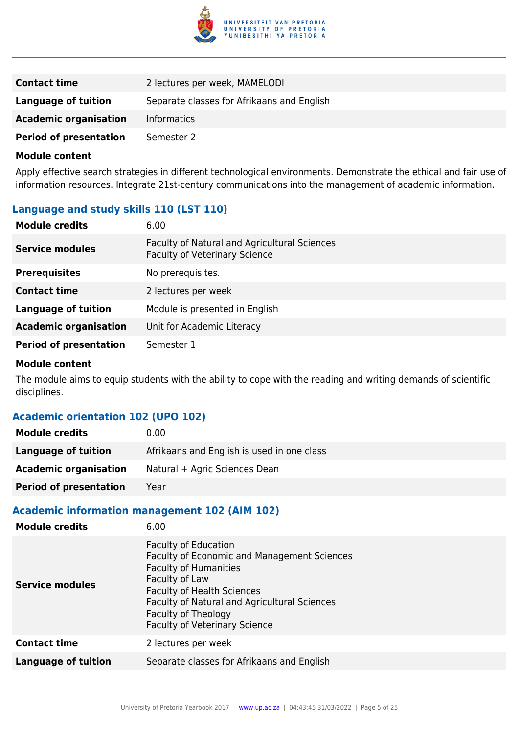| | |
|---|---|
| **Contact time** | 2 lectures per week, MAMELODI |
| **Language of tuition** | Separate classes for Afrikaans and English |
| **Academic organisation** | Informatics |
| **Period of presentation** | Semester 2 |

**Module content**

Apply effective search strategies in different technological environments. Demonstrate the ethical and fair use of information resources. Integrate 21st-century communications into the management of academic information.

### Language and study skills 110 (LST 110)

| | |
|---|---|
| **Module credits** | 6.00 |
| **Service modules** | Faculty of Natural and Agricultural Sciences<br>Faculty of Veterinary Science |
| **Prerequisites** | No prerequisites. |
| **Contact time** | 2 lectures per week |
| **Language of tuition** | Module is presented in English |
| **Academic organisation** | Unit for Academic Literacy |
| **Period of presentation** | Semester 1 |

**Module content**

The module aims to equip students with the ability to cope with the reading and writing demands of scientific disciplines.

### Academic orientation 102 (UPO 102)

| | |
|---|---|
| **Module credits** | 0.00 |
| **Language of tuition** | Afrikaans and English is used in one class |
| **Academic organisation** | Natural + Agric Sciences Dean |
| **Period of presentation** | Year |

### Academic information management 102 (AIM 102)

| | |
|---|---|
| **Module credits** | 6.00 |
| **Service modules** | Faculty of Education<br>Faculty of Economic and Management Sciences<br>Faculty of Humanities<br>Faculty of Law<br>Faculty of Health Sciences<br>Faculty of Natural and Agricultural Sciences<br>Faculty of Theology<br>Faculty of Veterinary Science |
| **Contact time** | 2 lectures per week |
| **Language of tuition** | Separate classes for Afrikaans and English |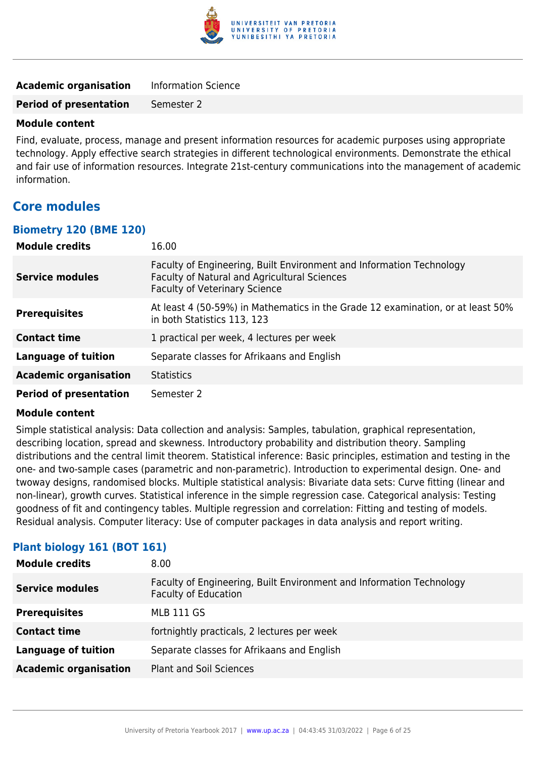| | |
|---|---|
| **Academic organisation** | Information Science |
| **Period of presentation** | Semester 2 |

**Module content**

Find, evaluate, process, manage and present information resources for academic purposes using appropriate technology. Apply effective search strategies in different technological environments. Demonstrate the ethical and fair use of information resources. Integrate 21st-century communications into the management of academic information.

## Core modules

### Biometry 120 (BME 120)

| | |
|---|---|
| **Module credits** | 16.00 |
| **Service modules** | Faculty of Engineering, Built Environment and Information Technology<br>Faculty of Natural and Agricultural Sciences<br>Faculty of Veterinary Science |
| **Prerequisites** | At least 4 (50-59%) in Mathematics in the Grade 12 examination, or at least 50% in both Statistics 113, 123 |
| **Contact time** | 1 practical per week, 4 lectures per week |
| **Language of tuition** | Separate classes for Afrikaans and English |
| **Academic organisation** | Statistics |
| **Period of presentation** | Semester 2 |

**Module content**

Simple statistical analysis: Data collection and analysis: Samples, tabulation, graphical representation, describing location, spread and skewness. Introductory probability and distribution theory. Sampling distributions and the central limit theorem. Statistical inference: Basic principles, estimation and testing in the one- and two-sample cases (parametric and non-parametric). Introduction to experimental design. One- and twoway designs, randomised blocks. Multiple statistical analysis: Bivariate data sets: Curve fitting (linear and non-linear), growth curves. Statistical inference in the simple regression case. Categorical analysis: Testing goodness of fit and contingency tables. Multiple regression and correlation: Fitting and testing of models. Residual analysis. Computer literacy: Use of computer packages in data analysis and report writing.

### Plant biology 161 (BOT 161)

| | |
|---|---|
| **Module credits** | 8.00 |
| **Service modules** | Faculty of Engineering, Built Environment and Information Technology<br>Faculty of Education |
| **Prerequisites** | MLB 111 GS |
| **Contact time** | fortnightly practicals, 2 lectures per week |
| **Language of tuition** | Separate classes for Afrikaans and English |
| **Academic organisation** | Plant and Soil Sciences |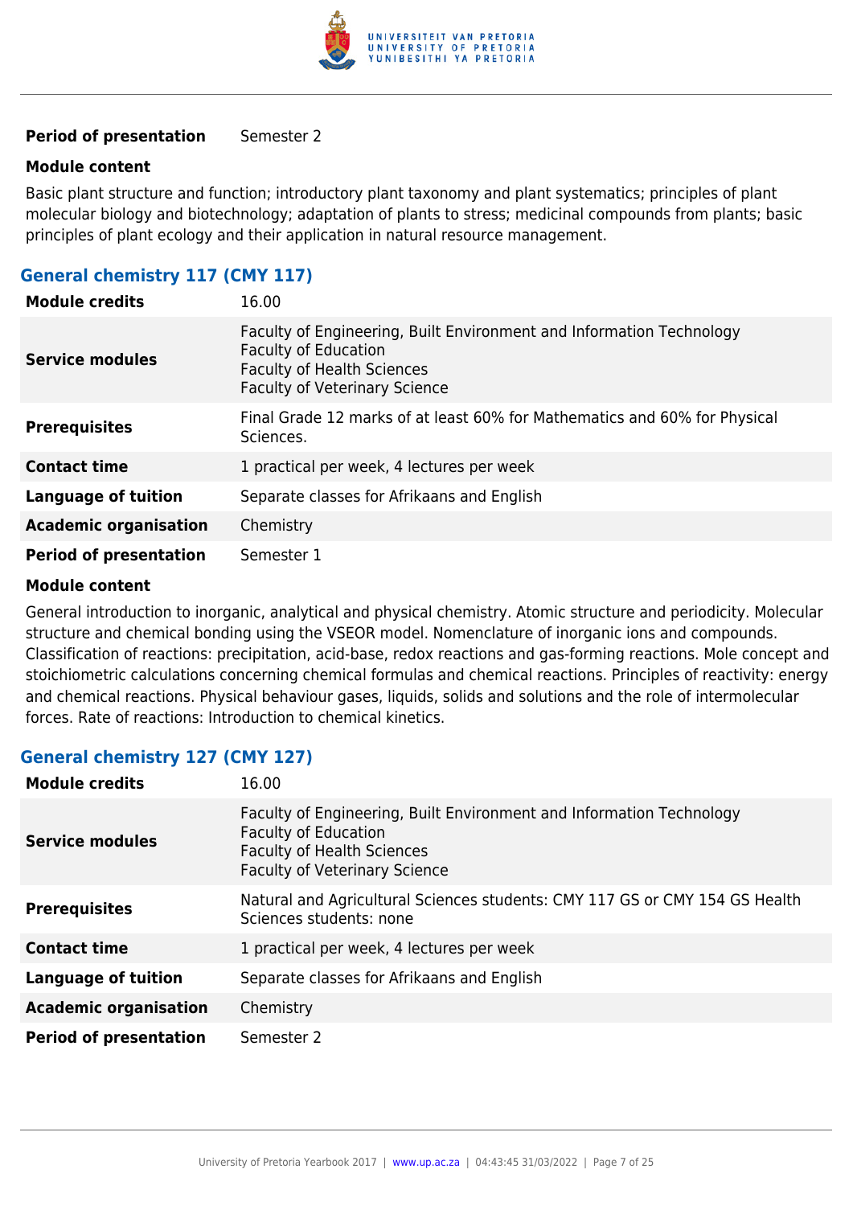| | |
|---|---|
| **Period of presentation** | Semester 2 |

**Module content**

Basic plant structure and function; introductory plant taxonomy and plant systematics; principles of plant molecular biology and biotechnology; adaptation of plants to stress; medicinal compounds from plants; basic principles of plant ecology and their application in natural resource management.

## General chemistry 117 (CMY 117)

| | |
|---|---|
| **Module credits** | 16.00 |
| **Service modules** | Faculty of Engineering, Built Environment and Information Technology<br>Faculty of Education<br>Faculty of Health Sciences<br>Faculty of Veterinary Science |
| **Prerequisites** | Final Grade 12 marks of at least 60% for Mathematics and 60% for Physical Sciences. |
| **Contact time** | 1 practical per week, 4 lectures per week |
| **Language of tuition** | Separate classes for Afrikaans and English |
| **Academic organisation** | Chemistry |
| **Period of presentation** | Semester 1 |

**Module content**

General introduction to inorganic, analytical and physical chemistry. Atomic structure and periodicity. Molecular structure and chemical bonding using the VSEOR model. Nomenclature of inorganic ions and compounds. Classification of reactions: precipitation, acid-base, redox reactions and gas-forming reactions. Mole concept and stoichiometric calculations concerning chemical formulas and chemical reactions. Principles of reactivity: energy and chemical reactions. Physical behaviour gases, liquids, solids and solutions and the role of intermolecular forces. Rate of reactions: Introduction to chemical kinetics.

## General chemistry 127 (CMY 127)

| | |
|---|---|
| **Module credits** | 16.00 |
| **Service modules** | Faculty of Engineering, Built Environment and Information Technology<br>Faculty of Education<br>Faculty of Health Sciences<br>Faculty of Veterinary Science |
| **Prerequisites** | Natural and Agricultural Sciences students: CMY 117 GS or CMY 154 GS Health Sciences students: none |
| **Contact time** | 1 practical per week, 4 lectures per week |
| **Language of tuition** | Separate classes for Afrikaans and English |
| **Academic organisation** | Chemistry |
| **Period of presentation** | Semester 2 |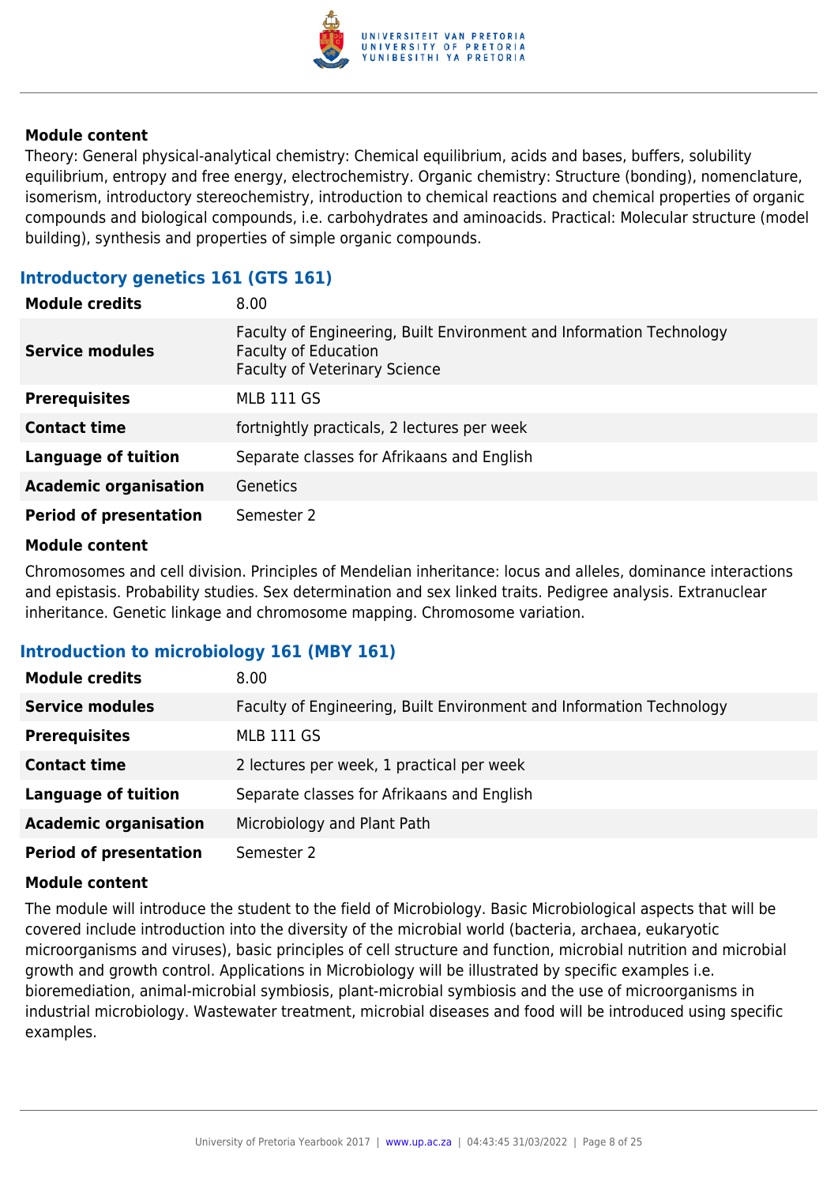#### Module content

Theory: General physical-analytical chemistry: Chemical equilibrium, acids and bases, buffers, solubility equilibrium, entropy and free energy, electrochemistry. Organic chemistry: Structure (bonding), nomenclature, isomerism, introductory stereochemistry, introduction to chemical reactions and chemical properties of organic compounds and biological compounds, i.e. carbohydrates and aminoacids. Practical: Molecular structure (model building), synthesis and properties of simple organic compounds.

### Introductory genetics 161 (GTS 161)

| | |
|---|---|
| **Module credits** | 8.00 |
| **Service modules** | Faculty of Engineering, Built Environment and Information Technology<br>Faculty of Education<br>Faculty of Veterinary Science |
| **Prerequisites** | MLB 111 GS |
| **Contact time** | fortnightly practicals, 2 lectures per week |
| **Language of tuition** | Separate classes for Afrikaans and English |
| **Academic organisation** | Genetics |
| **Period of presentation** | Semester 2 |

#### Module content

Chromosomes and cell division. Principles of Mendelian inheritance: locus and alleles, dominance interactions and epistasis. Probability studies. Sex determination and sex linked traits. Pedigree analysis. Extranuclear inheritance. Genetic linkage and chromosome mapping. Chromosome variation.

### Introduction to microbiology 161 (MBY 161)

| | |
|---|---|
| **Module credits** | 8.00 |
| **Service modules** | Faculty of Engineering, Built Environment and Information Technology |
| **Prerequisites** | MLB 111 GS |
| **Contact time** | 2 lectures per week, 1 practical per week |
| **Language of tuition** | Separate classes for Afrikaans and English |
| **Academic organisation** | Microbiology and Plant Path |
| **Period of presentation** | Semester 2 |

#### Module content

The module will introduce the student to the field of Microbiology. Basic Microbiological aspects that will be covered include introduction into the diversity of the microbial world (bacteria, archaea, eukaryotic microorganisms and viruses), basic principles of cell structure and function, microbial nutrition and microbial growth and growth control. Applications in Microbiology will be illustrated by specific examples i.e. bioremediation, animal-microbial symbiosis, plant-microbial symbiosis and the use of microorganisms in industrial microbiology. Wastewater treatment, microbial diseases and food will be introduced using specific examples.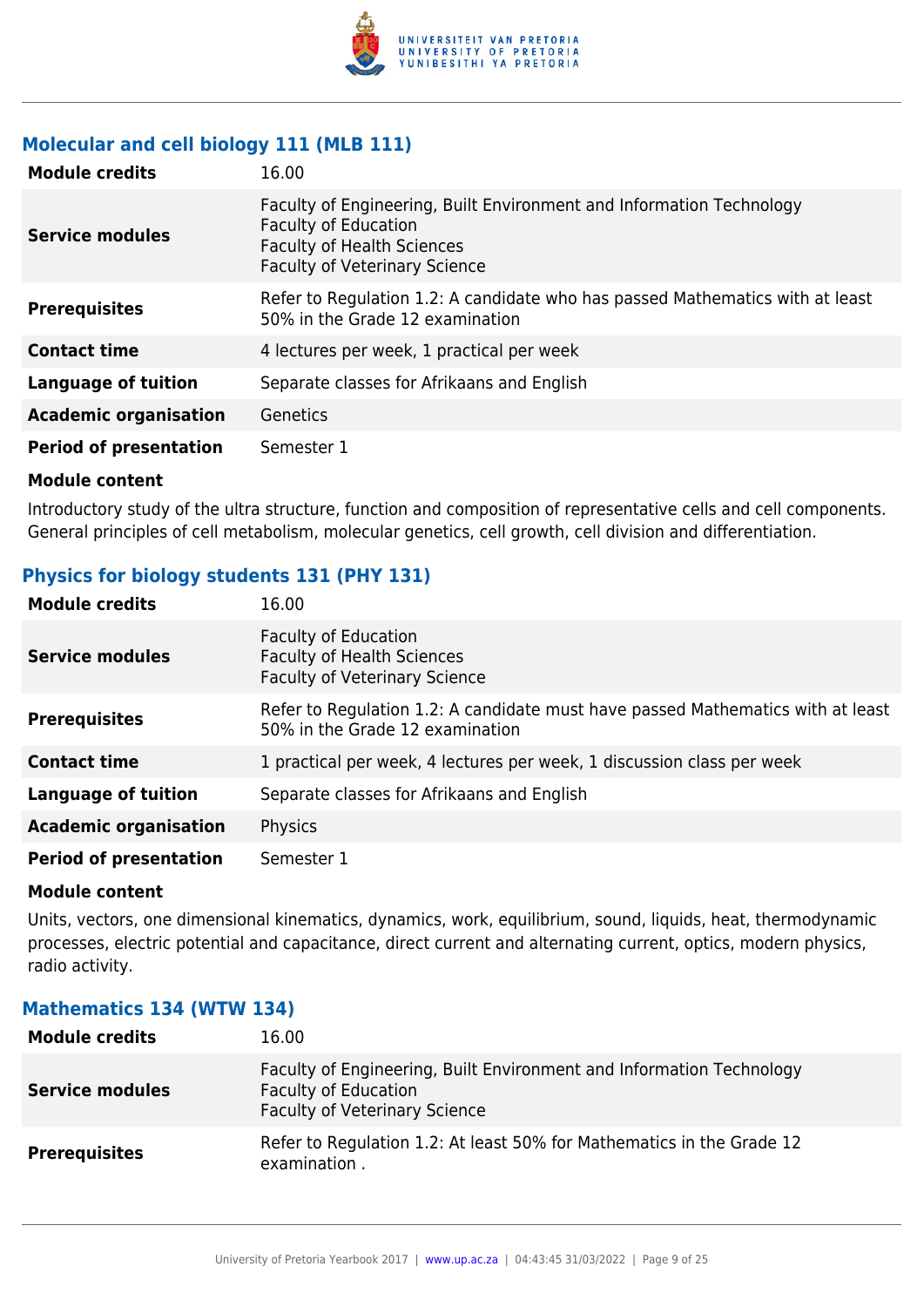### Molecular and cell biology 111 (MLB 111)

| | |
|---|---|
| **Module credits** | 16.00 |
| **Service modules** | Faculty of Engineering, Built Environment and Information Technology<br>Faculty of Education<br>Faculty of Health Sciences<br>Faculty of Veterinary Science |
| **Prerequisites** | Refer to Regulation 1.2: A candidate who has passed Mathematics with at least 50% in the Grade 12 examination |
| **Contact time** | 4 lectures per week, 1 practical per week |
| **Language of tuition** | Separate classes for Afrikaans and English |
| **Academic organisation** | Genetics |
| **Period of presentation** | Semester 1 |

**Module content**

Introductory study of the ultra structure, function and composition of representative cells and cell components. General principles of cell metabolism, molecular genetics, cell growth, cell division and differentiation.

### Physics for biology students 131 (PHY 131)

| | |
|---|---|
| **Module credits** | 16.00 |
| **Service modules** | Faculty of Education<br>Faculty of Health Sciences<br>Faculty of Veterinary Science |
| **Prerequisites** | Refer to Regulation 1.2: A candidate must have passed Mathematics with at least 50% in the Grade 12 examination |
| **Contact time** | 1 practical per week, 4 lectures per week, 1 discussion class per week |
| **Language of tuition** | Separate classes for Afrikaans and English |
| **Academic organisation** | Physics |
| **Period of presentation** | Semester 1 |

**Module content**

Units, vectors, one dimensional kinematics, dynamics, work, equilibrium, sound, liquids, heat, thermodynamic processes, electric potential and capacitance, direct current and alternating current, optics, modern physics, radio activity.

### Mathematics 134 (WTW 134)

| | |
|---|---|
| **Module credits** | 16.00 |
| **Service modules** | Faculty of Engineering, Built Environment and Information Technology<br>Faculty of Education<br>Faculty of Veterinary Science |
| **Prerequisites** | Refer to Regulation 1.2: At least 50% for Mathematics in the Grade 12 examination . |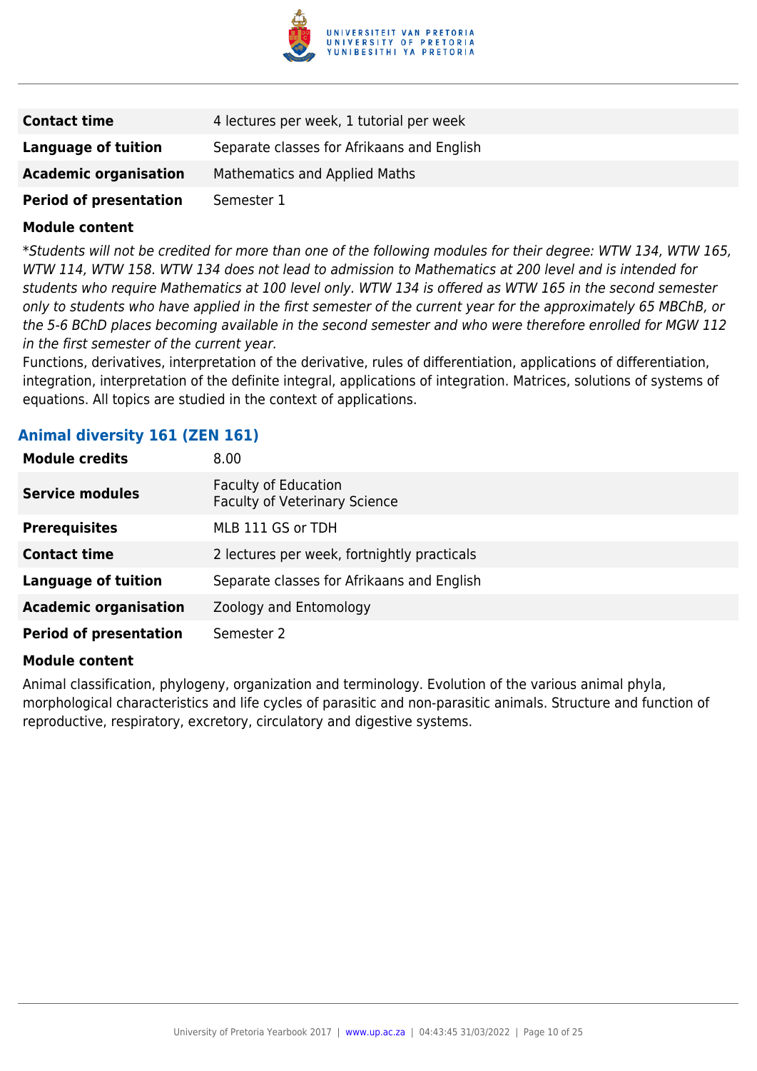| | |
|---|---|
| **Contact time** | 4 lectures per week, 1 tutorial per week |
| **Language of tuition** | Separate classes for Afrikaans and English |
| **Academic organisation** | Mathematics and Applied Maths |
| **Period of presentation** | Semester 1 |

**Module content**

*\*Students will not be credited for more than one of the following modules for their degree: WTW 134, WTW 165, WTW 114, WTW 158. WTW 134 does not lead to admission to Mathematics at 200 level and is intended for students who require Mathematics at 100 level only. WTW 134 is offered as WTW 165 in the second semester only to students who have applied in the first semester of the current year for the approximately 65 MBChB, or the 5-6 BChD places becoming available in the second semester and who were therefore enrolled for MGW 112 in the first semester of the current year.*

Functions, derivatives, interpretation of the derivative, rules of differentiation, applications of differentiation, integration, interpretation of the definite integral, applications of integration. Matrices, solutions of systems of equations. All topics are studied in the context of applications.

### Animal diversity 161 (ZEN 161)

| | |
|---|---|
| **Module credits** | 8.00 |
| **Service modules** | Faculty of Education<br>Faculty of Veterinary Science |
| **Prerequisites** | MLB 111 GS or TDH |
| **Contact time** | 2 lectures per week, fortnightly practicals |
| **Language of tuition** | Separate classes for Afrikaans and English |
| **Academic organisation** | Zoology and Entomology |
| **Period of presentation** | Semester 2 |

**Module content**

Animal classification, phylogeny, organization and terminology. Evolution of the various animal phyla, morphological characteristics and life cycles of parasitic and non-parasitic animals. Structure and function of reproductive, respiratory, excretory, circulatory and digestive systems.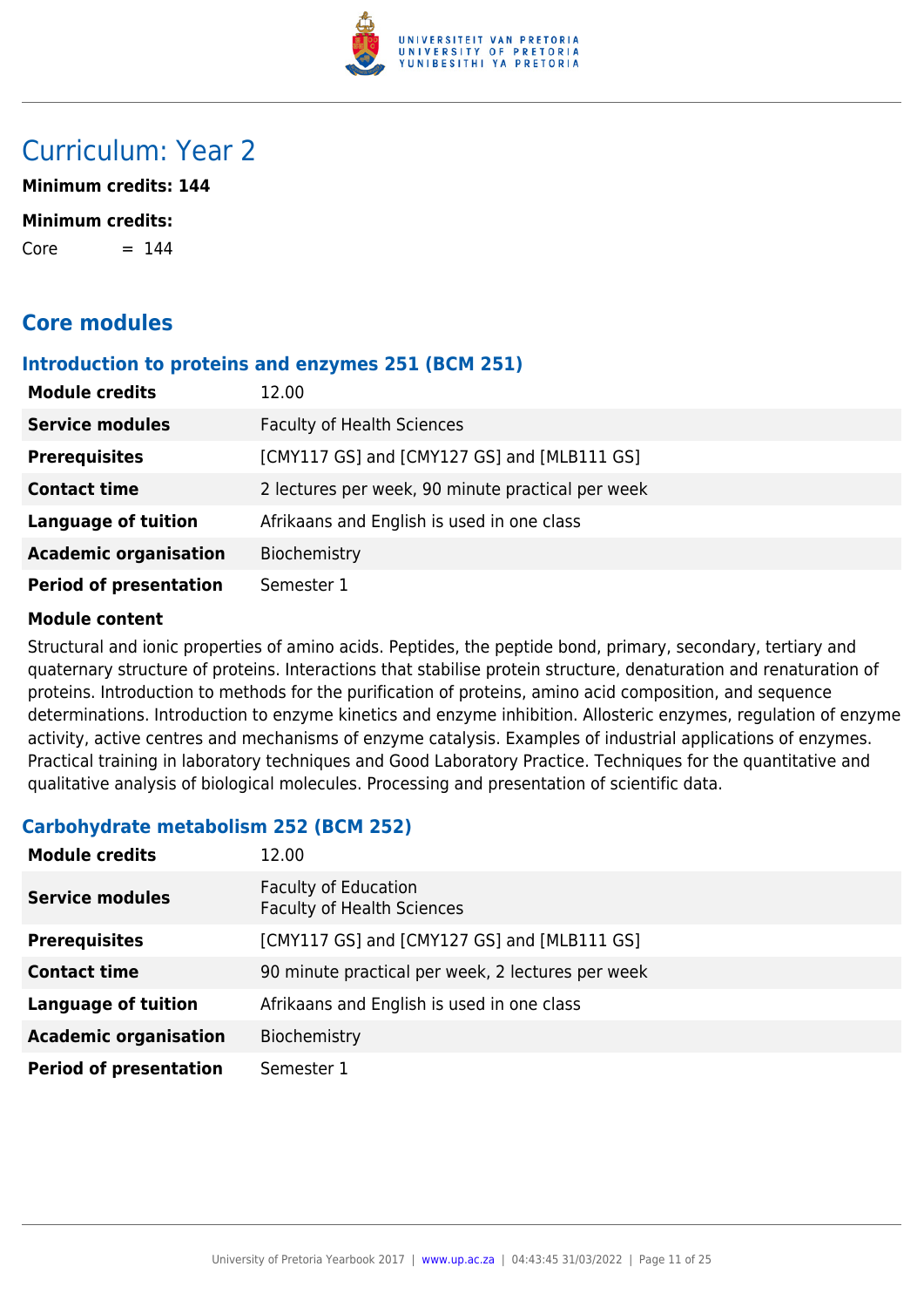# Curriculum: Year 2

**Minimum credits: 144**

**Minimum credits:**

Core = 144

## Core modules

### Introduction to proteins and enzymes 251 (BCM 251)

| | |
|---|---|
| **Module credits** | 12.00 |
| **Service modules** | Faculty of Health Sciences |
| **Prerequisites** | [CMY117 GS] and [CMY127 GS] and [MLB111 GS] |
| **Contact time** | 2 lectures per week, 90 minute practical per week |
| **Language of tuition** | Afrikaans and English is used in one class |
| **Academic organisation** | Biochemistry |
| **Period of presentation** | Semester 1 |

**Module content**

Structural and ionic properties of amino acids. Peptides, the peptide bond, primary, secondary, tertiary and quaternary structure of proteins. Interactions that stabilise protein structure, denaturation and renaturation of proteins. Introduction to methods for the purification of proteins, amino acid composition, and sequence determinations. Introduction to enzyme kinetics and enzyme inhibition. Allosteric enzymes, regulation of enzyme activity, active centres and mechanisms of enzyme catalysis. Examples of industrial applications of enzymes. Practical training in laboratory techniques and Good Laboratory Practice. Techniques for the quantitative and qualitative analysis of biological molecules. Processing and presentation of scientific data.

### Carbohydrate metabolism 252 (BCM 252)

| | |
|---|---|
| **Module credits** | 12.00 |
| **Service modules** | Faculty of Education<br>Faculty of Health Sciences |
| **Prerequisites** | [CMY117 GS] and [CMY127 GS] and [MLB111 GS] |
| **Contact time** | 90 minute practical per week, 2 lectures per week |
| **Language of tuition** | Afrikaans and English is used in one class |
| **Academic organisation** | Biochemistry |
| **Period of presentation** | Semester 1 |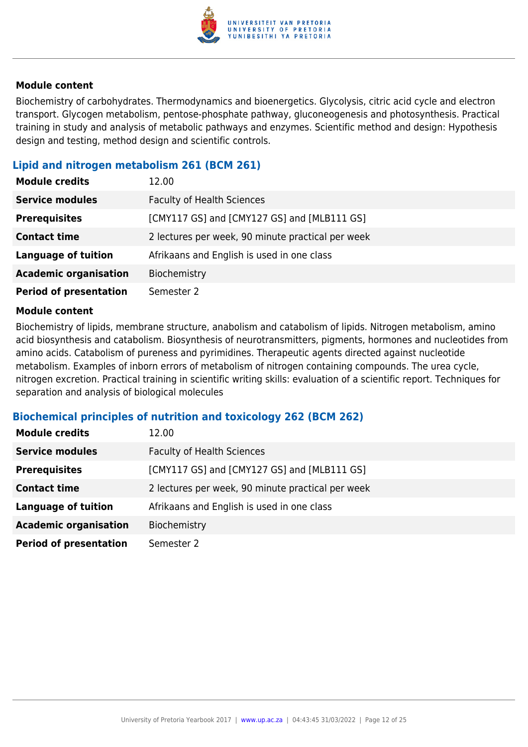**Module content**

Biochemistry of carbohydrates. Thermodynamics and bioenergetics. Glycolysis, citric acid cycle and electron transport. Glycogen metabolism, pentose-phosphate pathway, gluconeogenesis and photosynthesis. Practical training in study and analysis of metabolic pathways and enzymes. Scientific method and design: Hypothesis design and testing, method design and scientific controls.

### Lipid and nitrogen metabolism 261 (BCM 261)

| | |
|---|---|
| **Module credits** | 12.00 |
| **Service modules** | Faculty of Health Sciences |
| **Prerequisites** | [CMY117 GS] and [CMY127 GS] and [MLB111 GS] |
| **Contact time** | 2 lectures per week, 90 minute practical per week |
| **Language of tuition** | Afrikaans and English is used in one class |
| **Academic organisation** | Biochemistry |
| **Period of presentation** | Semester 2 |

**Module content**

Biochemistry of lipids, membrane structure, anabolism and catabolism of lipids. Nitrogen metabolism, amino acid biosynthesis and catabolism. Biosynthesis of neurotransmitters, pigments, hormones and nucleotides from amino acids. Catabolism of pureness and pyrimidines. Therapeutic agents directed against nucleotide metabolism. Examples of inborn errors of metabolism of nitrogen containing compounds. The urea cycle, nitrogen excretion. Practical training in scientific writing skills: evaluation of a scientific report. Techniques for separation and analysis of biological molecules

### Biochemical principles of nutrition and toxicology 262 (BCM 262)

| | |
|---|---|
| **Module credits** | 12.00 |
| **Service modules** | Faculty of Health Sciences |
| **Prerequisites** | [CMY117 GS] and [CMY127 GS] and [MLB111 GS] |
| **Contact time** | 2 lectures per week, 90 minute practical per week |
| **Language of tuition** | Afrikaans and English is used in one class |
| **Academic organisation** | Biochemistry |
| **Period of presentation** | Semester 2 |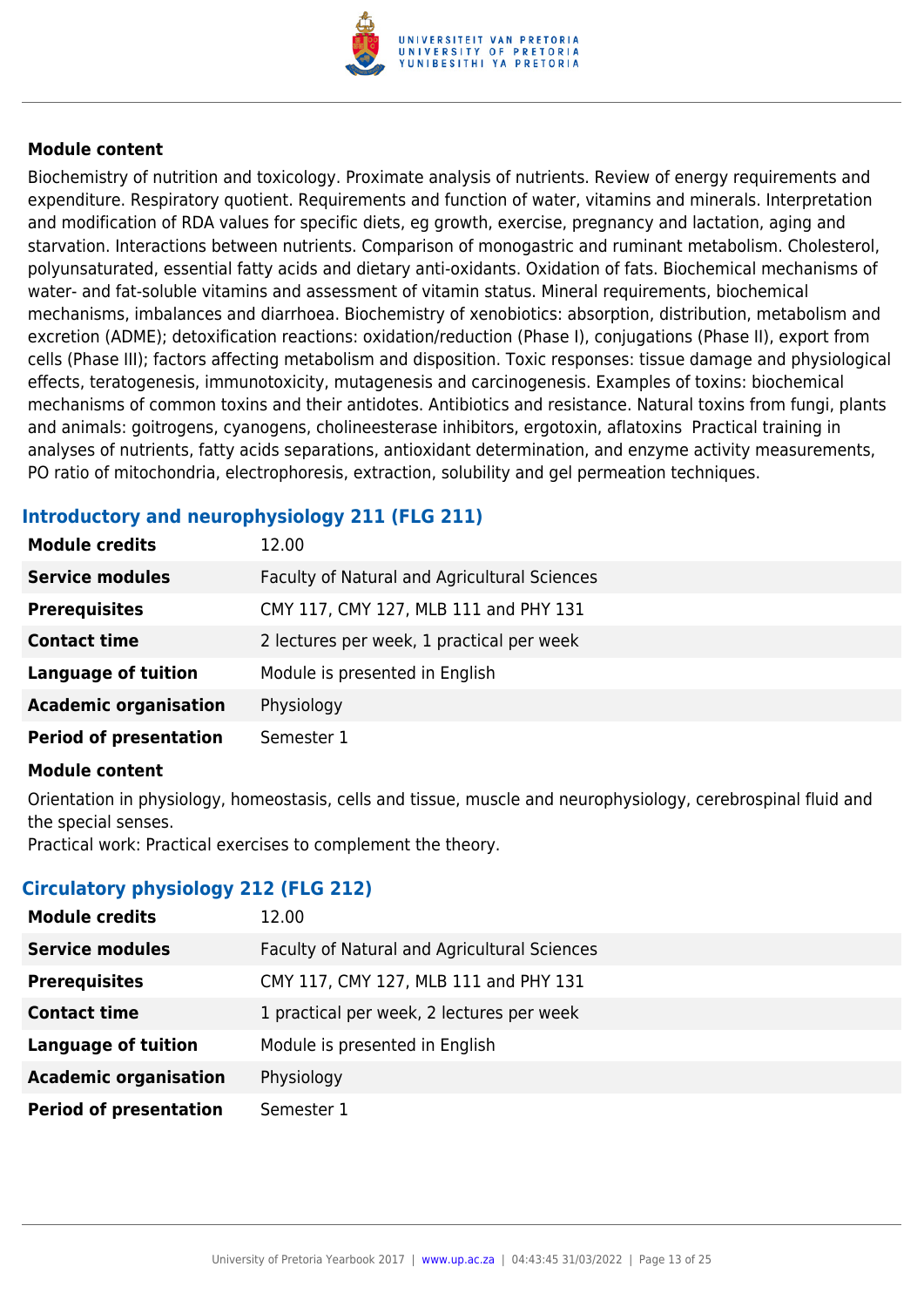**Module content**

Biochemistry of nutrition and toxicology. Proximate analysis of nutrients. Review of energy requirements and expenditure. Respiratory quotient. Requirements and function of water, vitamins and minerals. Interpretation and modification of RDA values for specific diets, eg growth, exercise, pregnancy and lactation, aging and starvation. Interactions between nutrients. Comparison of monogastric and ruminant metabolism. Cholesterol, polyunsaturated, essential fatty acids and dietary anti-oxidants. Oxidation of fats. Biochemical mechanisms of water- and fat-soluble vitamins and assessment of vitamin status. Mineral requirements, biochemical mechanisms, imbalances and diarrhoea. Biochemistry of xenobiotics: absorption, distribution, metabolism and excretion (ADME); detoxification reactions: oxidation/reduction (Phase I), conjugations (Phase II), export from cells (Phase III); factors affecting metabolism and disposition. Toxic responses: tissue damage and physiological effects, teratogenesis, immunotoxicity, mutagenesis and carcinogenesis. Examples of toxins: biochemical mechanisms of common toxins and their antidotes. Antibiotics and resistance. Natural toxins from fungi, plants and animals: goitrogens, cyanogens, cholineesterase inhibitors, ergotoxin, aflatoxins Practical training in analyses of nutrients, fatty acids separations, antioxidant determination, and enzyme activity measurements, PO ratio of mitochondria, electrophoresis, extraction, solubility and gel permeation techniques.

### Introductory and neurophysiology 211 (FLG 211)

| | |
|---|---|
| **Module credits** | 12.00 |
| **Service modules** | Faculty of Natural and Agricultural Sciences |
| **Prerequisites** | CMY 117, CMY 127, MLB 111 and PHY 131 |
| **Contact time** | 2 lectures per week, 1 practical per week |
| **Language of tuition** | Module is presented in English |
| **Academic organisation** | Physiology |
| **Period of presentation** | Semester 1 |

**Module content**

Orientation in physiology, homeostasis, cells and tissue, muscle and neurophysiology, cerebrospinal fluid and the special senses.
Practical work: Practical exercises to complement the theory.

### Circulatory physiology 212 (FLG 212)

| | |
|---|---|
| **Module credits** | 12.00 |
| **Service modules** | Faculty of Natural and Agricultural Sciences |
| **Prerequisites** | CMY 117, CMY 127, MLB 111 and PHY 131 |
| **Contact time** | 1 practical per week, 2 lectures per week |
| **Language of tuition** | Module is presented in English |
| **Academic organisation** | Physiology |
| **Period of presentation** | Semester 1 |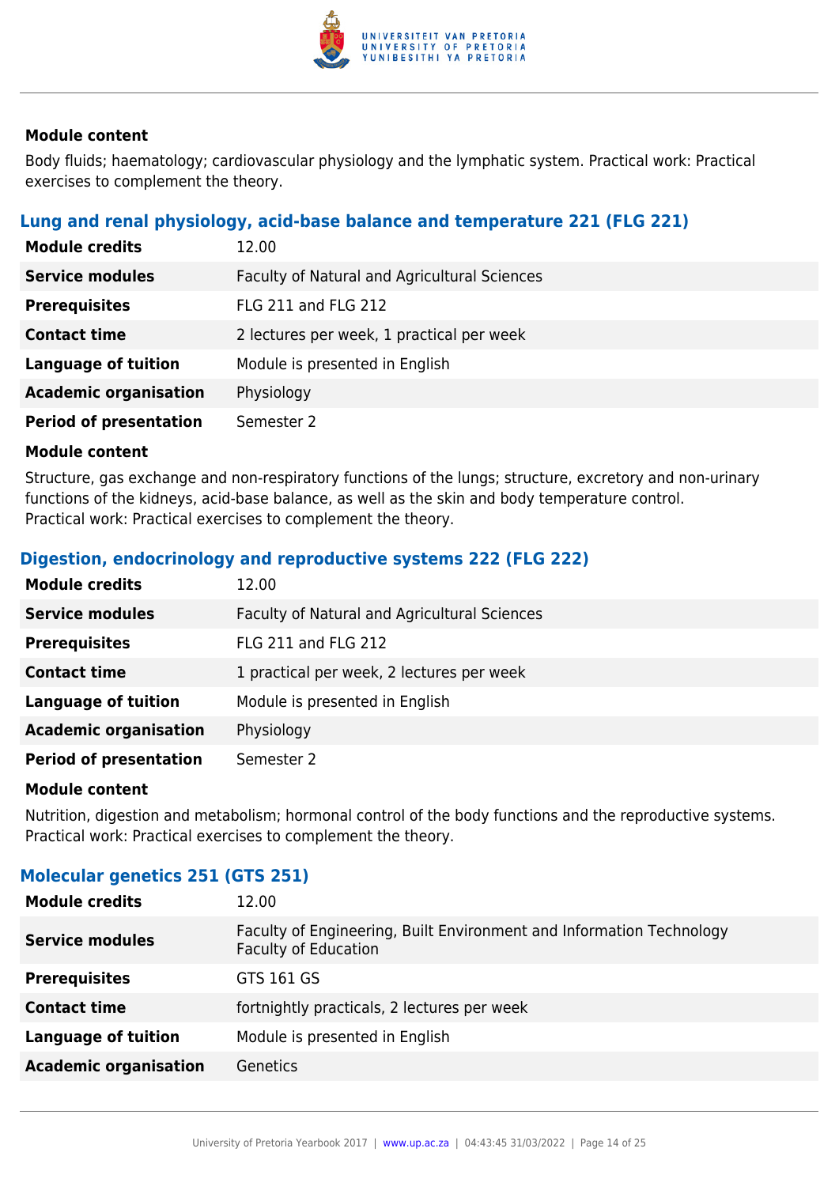#### Module content

Body fluids; haematology; cardiovascular physiology and the lymphatic system. Practical work: Practical exercises to complement the theory.

### Lung and renal physiology, acid-base balance and temperature 221 (FLG 221)

| | |
|---|---|
| **Module credits** | 12.00 |
| **Service modules** | Faculty of Natural and Agricultural Sciences |
| **Prerequisites** | FLG 211 and FLG 212 |
| **Contact time** | 2 lectures per week, 1 practical per week |
| **Language of tuition** | Module is presented in English |
| **Academic organisation** | Physiology |
| **Period of presentation** | Semester 2 |

#### Module content

Structure, gas exchange and non-respiratory functions of the lungs; structure, excretory and non-urinary functions of the kidneys, acid-base balance, as well as the skin and body temperature control.
Practical work: Practical exercises to complement the theory.

### Digestion, endocrinology and reproductive systems 222 (FLG 222)

| | |
|---|---|
| **Module credits** | 12.00 |
| **Service modules** | Faculty of Natural and Agricultural Sciences |
| **Prerequisites** | FLG 211 and FLG 212 |
| **Contact time** | 1 practical per week, 2 lectures per week |
| **Language of tuition** | Module is presented in English |
| **Academic organisation** | Physiology |
| **Period of presentation** | Semester 2 |

#### Module content

Nutrition, digestion and metabolism; hormonal control of the body functions and the reproductive systems.
Practical work: Practical exercises to complement the theory.

### Molecular genetics 251 (GTS 251)

| | |
|---|---|
| **Module credits** | 12.00 |
| **Service modules** | Faculty of Engineering, Built Environment and Information Technology<br>Faculty of Education |
| **Prerequisites** | GTS 161 GS |
| **Contact time** | fortnightly practicals, 2 lectures per week |
| **Language of tuition** | Module is presented in English |
| **Academic organisation** | Genetics |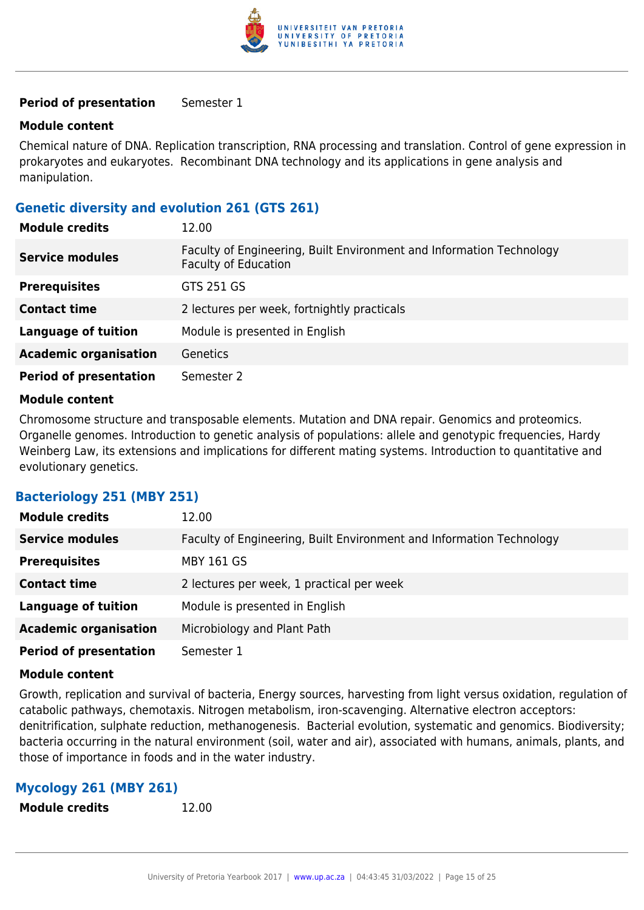| | |
|---|---|
| **Period of presentation** | Semester 1 |

**Module content**

Chemical nature of DNA. Replication transcription, RNA processing and translation. Control of gene expression in prokaryotes and eukaryotes. Recombinant DNA technology and its applications in gene analysis and manipulation.

### Genetic diversity and evolution 261 (GTS 261)

| | |
|---|---|
| **Module credits** | 12.00 |
| **Service modules** | Faculty of Engineering, Built Environment and Information Technology<br>Faculty of Education |
| **Prerequisites** | GTS 251 GS |
| **Contact time** | 2 lectures per week, fortnightly practicals |
| **Language of tuition** | Module is presented in English |
| **Academic organisation** | Genetics |
| **Period of presentation** | Semester 2 |

**Module content**

Chromosome structure and transposable elements. Mutation and DNA repair. Genomics and proteomics. Organelle genomes. Introduction to genetic analysis of populations: allele and genotypic frequencies, Hardy Weinberg Law, its extensions and implications for different mating systems. Introduction to quantitative and evolutionary genetics.

### Bacteriology 251 (MBY 251)

| | |
|---|---|
| **Module credits** | 12.00 |
| **Service modules** | Faculty of Engineering, Built Environment and Information Technology |
| **Prerequisites** | MBY 161 GS |
| **Contact time** | 2 lectures per week, 1 practical per week |
| **Language of tuition** | Module is presented in English |
| **Academic organisation** | Microbiology and Plant Path |
| **Period of presentation** | Semester 1 |

**Module content**

Growth, replication and survival of bacteria, Energy sources, harvesting from light versus oxidation, regulation of catabolic pathways, chemotaxis. Nitrogen metabolism, iron-scavenging. Alternative electron acceptors: denitrification, sulphate reduction, methanogenesis. Bacterial evolution, systematic and genomics. Biodiversity; bacteria occurring in the natural environment (soil, water and air), associated with humans, animals, plants, and those of importance in foods and in the water industry.

### Mycology 261 (MBY 261)

| | |
|---|---|
| **Module credits** | 12.00 |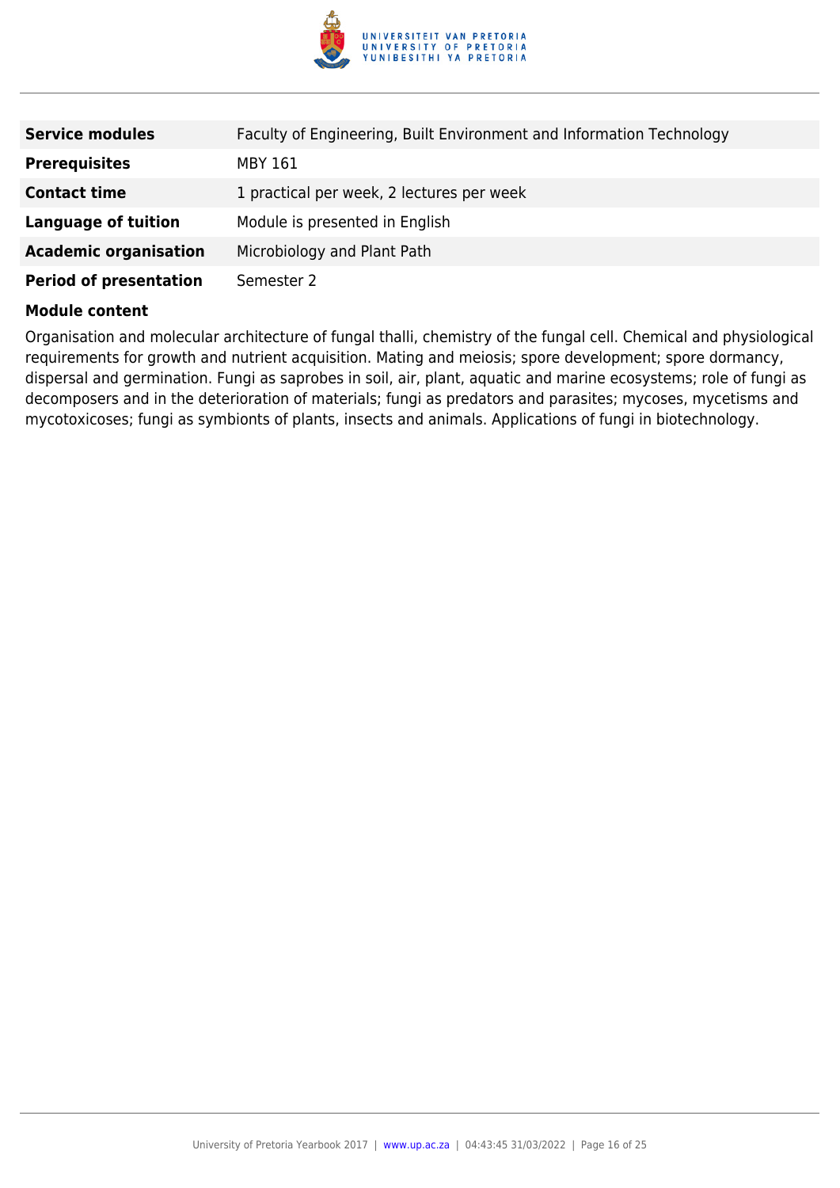| | |
|---|---|
| **Service modules** | Faculty of Engineering, Built Environment and Information Technology |
| **Prerequisites** | MBY 161 |
| **Contact time** | 1 practical per week, 2 lectures per week |
| **Language of tuition** | Module is presented in English |
| **Academic organisation** | Microbiology and Plant Path |
| **Period of presentation** | Semester 2 |

**Module content**

Organisation and molecular architecture of fungal thalli, chemistry of the fungal cell. Chemical and physiological requirements for growth and nutrient acquisition. Mating and meiosis; spore development; spore dormancy, dispersal and germination. Fungi as saprobes in soil, air, plant, aquatic and marine ecosystems; role of fungi as decomposers and in the deterioration of materials; fungi as predators and parasites; mycoses, mycetisms and mycotoxicoses; fungi as symbionts of plants, insects and animals. Applications of fungi in biotechnology.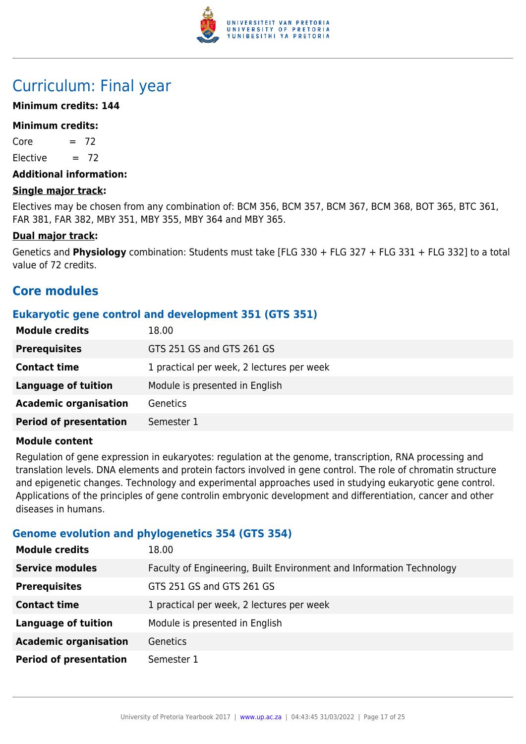# Curriculum: Final year

**Minimum credits: 144**

**Minimum credits:**

Core = 72

Elective = 72

**Additional information:**

**Single major track:**

Electives may be chosen from any combination of: BCM 356, BCM 357, BCM 367, BCM 368, BOT 365, BTC 361, FAR 381, FAR 382, MBY 351, MBY 355, MBY 364 and MBY 365.

**Dual major track:**

Genetics and **Physiology** combination: Students must take [FLG 330 + FLG 327 + FLG 331 + FLG 332] to a total value of 72 credits.

## Core modules

### Eukaryotic gene control and development 351 (GTS 351)

| | |
|---|---|
| **Module credits** | 18.00 |
| **Prerequisites** | GTS 251 GS and GTS 261 GS |
| **Contact time** | 1 practical per week, 2 lectures per week |
| **Language of tuition** | Module is presented in English |
| **Academic organisation** | Genetics |
| **Period of presentation** | Semester 1 |

**Module content**

Regulation of gene expression in eukaryotes: regulation at the genome, transcription, RNA processing and translation levels. DNA elements and protein factors involved in gene control. The role of chromatin structure and epigenetic changes. Technology and experimental approaches used in studying eukaryotic gene control. Applications of the principles of gene controlin embryonic development and differentiation, cancer and other diseases in humans.

### Genome evolution and phylogenetics 354 (GTS 354)

| | |
|---|---|
| **Module credits** | 18.00 |
| **Service modules** | Faculty of Engineering, Built Environment and Information Technology |
| **Prerequisites** | GTS 251 GS and GTS 261 GS |
| **Contact time** | 1 practical per week, 2 lectures per week |
| **Language of tuition** | Module is presented in English |
| **Academic organisation** | Genetics |
| **Period of presentation** | Semester 1 |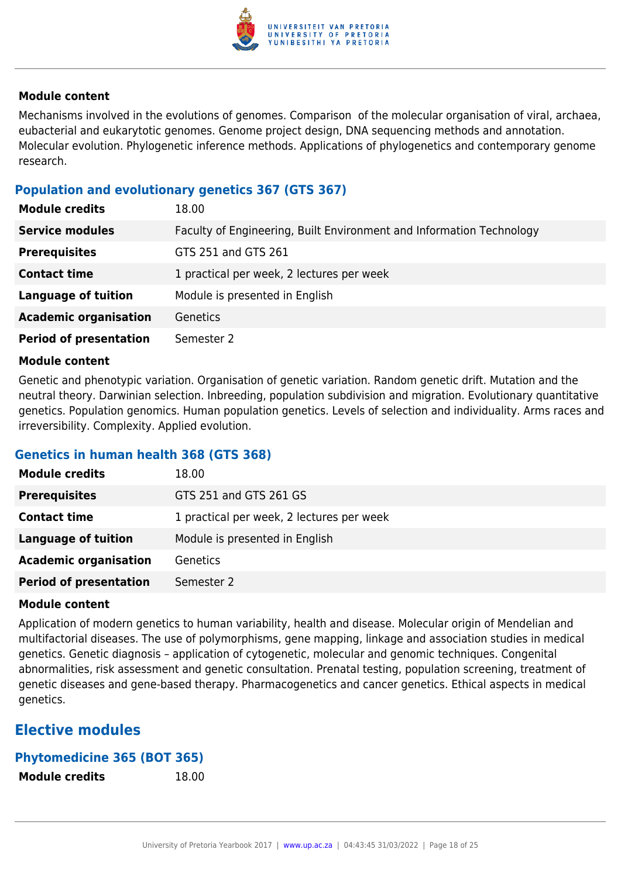#### Module content

Mechanisms involved in the evolutions of genomes. Comparison of the molecular organisation of viral, archaea, eubacterial and eukarytotic genomes. Genome project design, DNA sequencing methods and annotation. Molecular evolution. Phylogenetic inference methods. Applications of phylogenetics and contemporary genome research.

### Population and evolutionary genetics 367 (GTS 367)

| **Module credits** | 18.00 |
|---|---|
| **Service modules** | Faculty of Engineering, Built Environment and Information Technology |
| **Prerequisites** | GTS 251 and GTS 261 |
| **Contact time** | 1 practical per week, 2 lectures per week |
| **Language of tuition** | Module is presented in English |
| **Academic organisation** | Genetics |
| **Period of presentation** | Semester 2 |

#### Module content

Genetic and phenotypic variation. Organisation of genetic variation. Random genetic drift. Mutation and the neutral theory. Darwinian selection. Inbreeding, population subdivision and migration. Evolutionary quantitative genetics. Population genomics. Human population genetics. Levels of selection and individuality. Arms races and irreversibility. Complexity. Applied evolution.

### Genetics in human health 368 (GTS 368)

| **Module credits** | 18.00 |
|---|---|
| **Prerequisites** | GTS 251 and GTS 261 GS |
| **Contact time** | 1 practical per week, 2 lectures per week |
| **Language of tuition** | Module is presented in English |
| **Academic organisation** | Genetics |
| **Period of presentation** | Semester 2 |

#### Module content

Application of modern genetics to human variability, health and disease. Molecular origin of Mendelian and multifactorial diseases. The use of polymorphisms, gene mapping, linkage and association studies in medical genetics. Genetic diagnosis – application of cytogenetic, molecular and genomic techniques. Congenital abnormalities, risk assessment and genetic consultation. Prenatal testing, population screening, treatment of genetic diseases and gene-based therapy. Pharmacogenetics and cancer genetics. Ethical aspects in medical genetics.

## Elective modules

### Phytomedicine 365 (BOT 365)

| **Module credits** | 18.00 |
|---|---|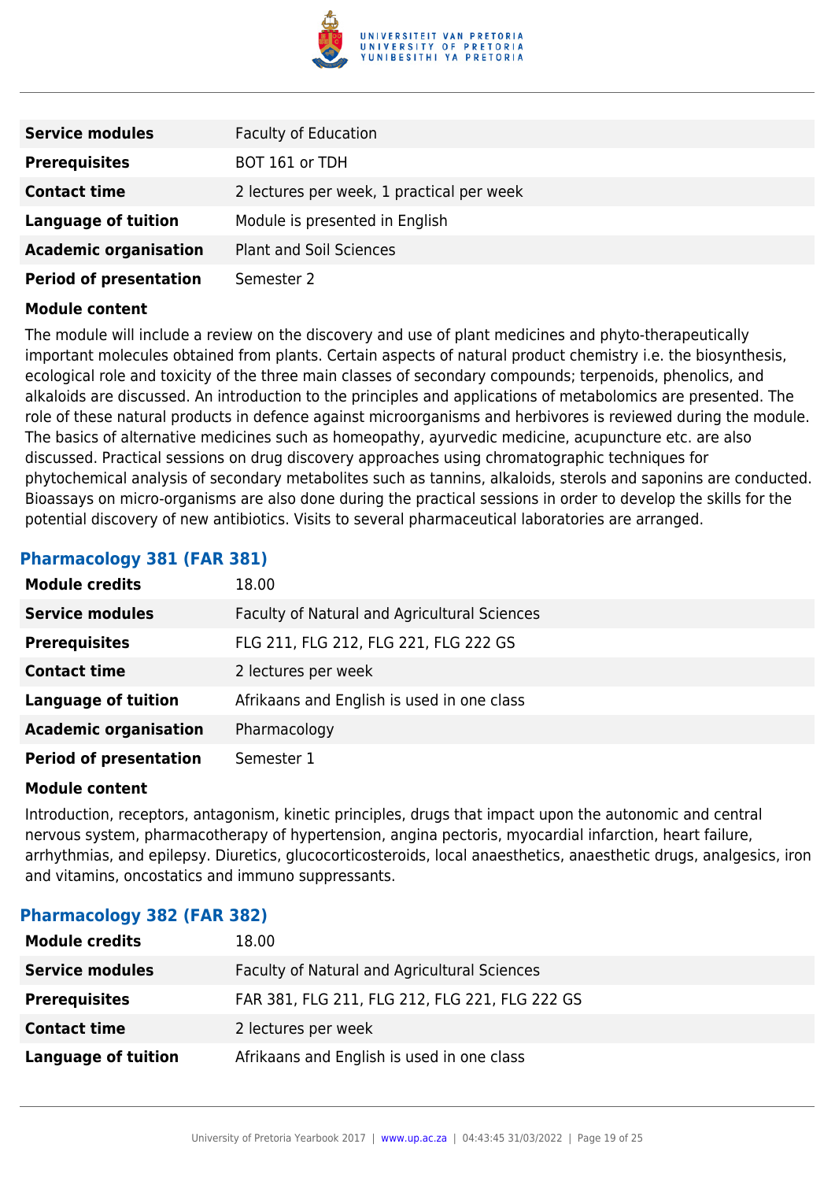| | |
|---|---|
| **Service modules** | Faculty of Education |
| **Prerequisites** | BOT 161 or TDH |
| **Contact time** | 2 lectures per week, 1 practical per week |
| **Language of tuition** | Module is presented in English |
| **Academic organisation** | Plant and Soil Sciences |
| **Period of presentation** | Semester 2 |

**Module content**

The module will include a review on the discovery and use of plant medicines and phyto-therapeutically important molecules obtained from plants. Certain aspects of natural product chemistry i.e. the biosynthesis, ecological role and toxicity of the three main classes of secondary compounds; terpenoids, phenolics, and alkaloids are discussed. An introduction to the principles and applications of metabolomics are presented. The role of these natural products in defence against microorganisms and herbivores is reviewed during the module. The basics of alternative medicines such as homeopathy, ayurvedic medicine, acupuncture etc. are also discussed. Practical sessions on drug discovery approaches using chromatographic techniques for phytochemical analysis of secondary metabolites such as tannins, alkaloids, sterols and saponins are conducted. Bioassays on micro-organisms are also done during the practical sessions in order to develop the skills for the potential discovery of new antibiotics. Visits to several pharmaceutical laboratories are arranged.

### Pharmacology 381 (FAR 381)

| | |
|---|---|
| **Module credits** | 18.00 |
| **Service modules** | Faculty of Natural and Agricultural Sciences |
| **Prerequisites** | FLG 211, FLG 212, FLG 221, FLG 222 GS |
| **Contact time** | 2 lectures per week |
| **Language of tuition** | Afrikaans and English is used in one class |
| **Academic organisation** | Pharmacology |
| **Period of presentation** | Semester 1 |

**Module content**

Introduction, receptors, antagonism, kinetic principles, drugs that impact upon the autonomic and central nervous system, pharmacotherapy of hypertension, angina pectoris, myocardial infarction, heart failure, arrhythmias, and epilepsy. Diuretics, glucocorticosteroids, local anaesthetics, anaesthetic drugs, analgesics, iron and vitamins, oncostatics and immuno suppressants.

### Pharmacology 382 (FAR 382)

| | |
|---|---|
| **Module credits** | 18.00 |
| **Service modules** | Faculty of Natural and Agricultural Sciences |
| **Prerequisites** | FAR 381, FLG 211, FLG 212, FLG 221, FLG 222 GS |
| **Contact time** | 2 lectures per week |
| **Language of tuition** | Afrikaans and English is used in one class |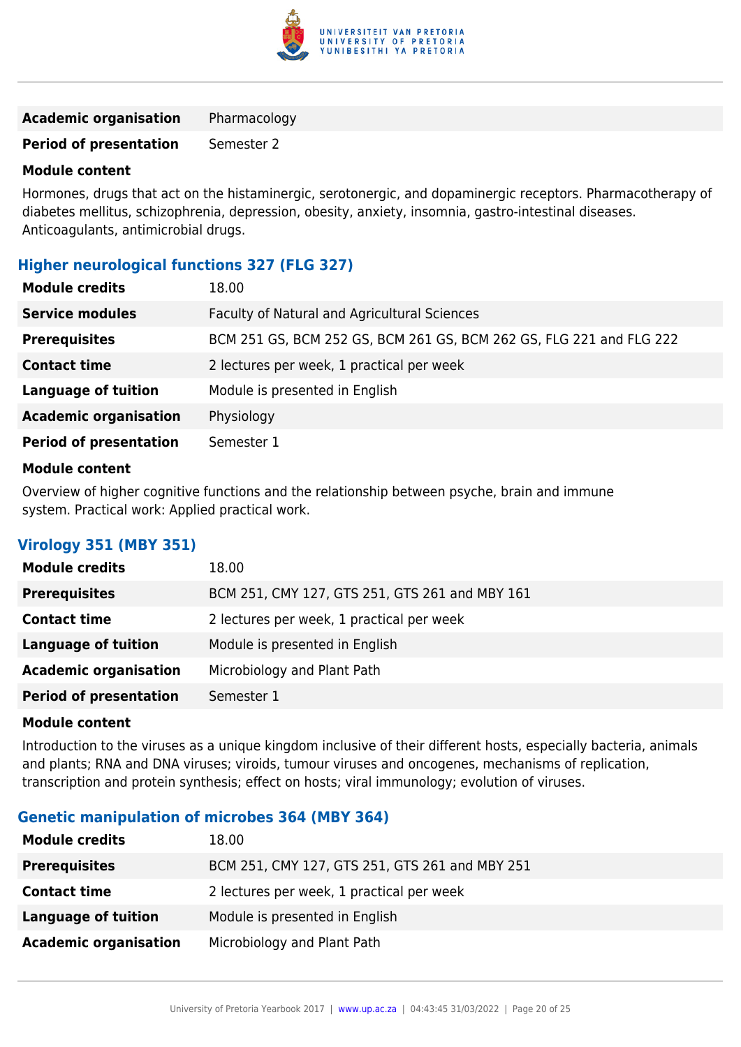| | |
|---|---|
| **Academic organisation** | Pharmacology |
| **Period of presentation** | Semester 2 |

**Module content**

Hormones, drugs that act on the histaminergic, serotonergic, and dopaminergic receptors. Pharmacotherapy of diabetes mellitus, schizophrenia, depression, obesity, anxiety, insomnia, gastro-intestinal diseases. Anticoagulants, antimicrobial drugs.

### Higher neurological functions 327 (FLG 327)

| | |
|---|---|
| **Module credits** | 18.00 |
| **Service modules** | Faculty of Natural and Agricultural Sciences |
| **Prerequisites** | BCM 251 GS, BCM 252 GS, BCM 261 GS, BCM 262 GS, FLG 221 and FLG 222 |
| **Contact time** | 2 lectures per week, 1 practical per week |
| **Language of tuition** | Module is presented in English |
| **Academic organisation** | Physiology |
| **Period of presentation** | Semester 1 |

**Module content**

Overview of higher cognitive functions and the relationship between psyche, brain and immune system. Practical work: Applied practical work.

### Virology 351 (MBY 351)

| | |
|---|---|
| **Module credits** | 18.00 |
| **Prerequisites** | BCM 251, CMY 127, GTS 251, GTS 261 and MBY 161 |
| **Contact time** | 2 lectures per week, 1 practical per week |
| **Language of tuition** | Module is presented in English |
| **Academic organisation** | Microbiology and Plant Path |
| **Period of presentation** | Semester 1 |

**Module content**

Introduction to the viruses as a unique kingdom inclusive of their different hosts, especially bacteria, animals and plants; RNA and DNA viruses; viroids, tumour viruses and oncogenes, mechanisms of replication, transcription and protein synthesis; effect on hosts; viral immunology; evolution of viruses.

### Genetic manipulation of microbes 364 (MBY 364)

| | |
|---|---|
| **Module credits** | 18.00 |
| **Prerequisites** | BCM 251, CMY 127, GTS 251, GTS 261 and MBY 251 |
| **Contact time** | 2 lectures per week, 1 practical per week |
| **Language of tuition** | Module is presented in English |
| **Academic organisation** | Microbiology and Plant Path |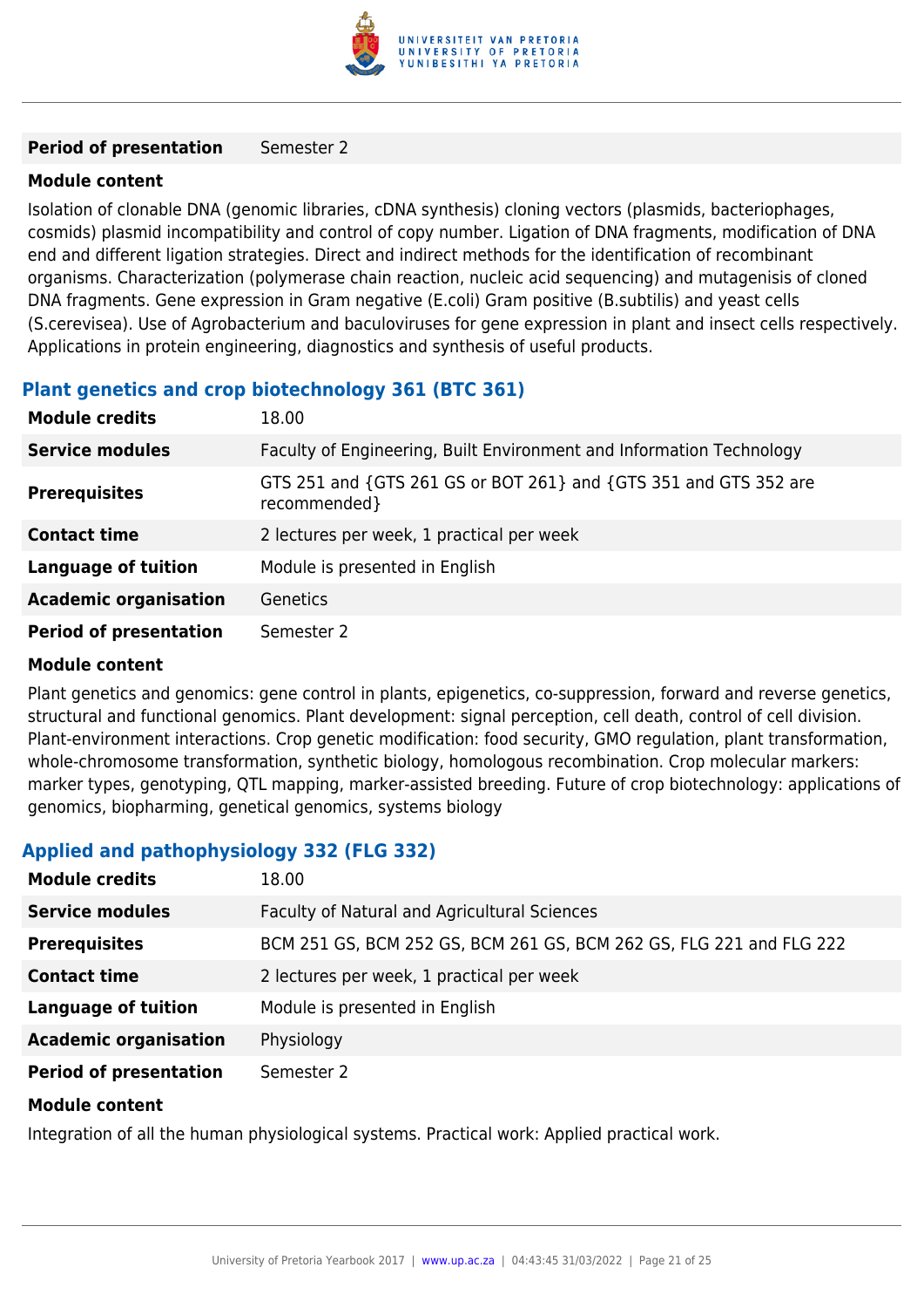| | |
|---|---|
| **Period of presentation** | Semester 2 |

**Module content**

Isolation of clonable DNA (genomic libraries, cDNA synthesis) cloning vectors (plasmids, bacteriophages, cosmids) plasmid incompatibility and control of copy number. Ligation of DNA fragments, modification of DNA end and different ligation strategies. Direct and indirect methods for the identification of recombinant organisms. Characterization (polymerase chain reaction, nucleic acid sequencing) and mutagenisis of cloned DNA fragments. Gene expression in Gram negative (E.coli) Gram positive (B.subtilis) and yeast cells (S.cerevisea). Use of Agrobacterium and baculoviruses for gene expression in plant and insect cells respectively. Applications in protein engineering, diagnostics and synthesis of useful products.

### Plant genetics and crop biotechnology 361 (BTC 361)

| | |
|---|---|
| **Module credits** | 18.00 |
| **Service modules** | Faculty of Engineering, Built Environment and Information Technology |
| **Prerequisites** | GTS 251 and {GTS 261 GS or BOT 261} and {GTS 351 and GTS 352 are recommended} |
| **Contact time** | 2 lectures per week, 1 practical per week |
| **Language of tuition** | Module is presented in English |
| **Academic organisation** | Genetics |
| **Period of presentation** | Semester 2 |

**Module content**

Plant genetics and genomics: gene control in plants, epigenetics, co-suppression, forward and reverse genetics, structural and functional genomics. Plant development: signal perception, cell death, control of cell division. Plant-environment interactions. Crop genetic modification: food security, GMO regulation, plant transformation, whole-chromosome transformation, synthetic biology, homologous recombination. Crop molecular markers: marker types, genotyping, QTL mapping, marker-assisted breeding. Future of crop biotechnology: applications of genomics, biopharming, genetical genomics, systems biology

### Applied and pathophysiology 332 (FLG 332)

| | |
|---|---|
| **Module credits** | 18.00 |
| **Service modules** | Faculty of Natural and Agricultural Sciences |
| **Prerequisites** | BCM 251 GS, BCM 252 GS, BCM 261 GS, BCM 262 GS, FLG 221 and FLG 222 |
| **Contact time** | 2 lectures per week, 1 practical per week |
| **Language of tuition** | Module is presented in English |
| **Academic organisation** | Physiology |
| **Period of presentation** | Semester 2 |

**Module content**

Integration of all the human physiological systems. Practical work: Applied practical work.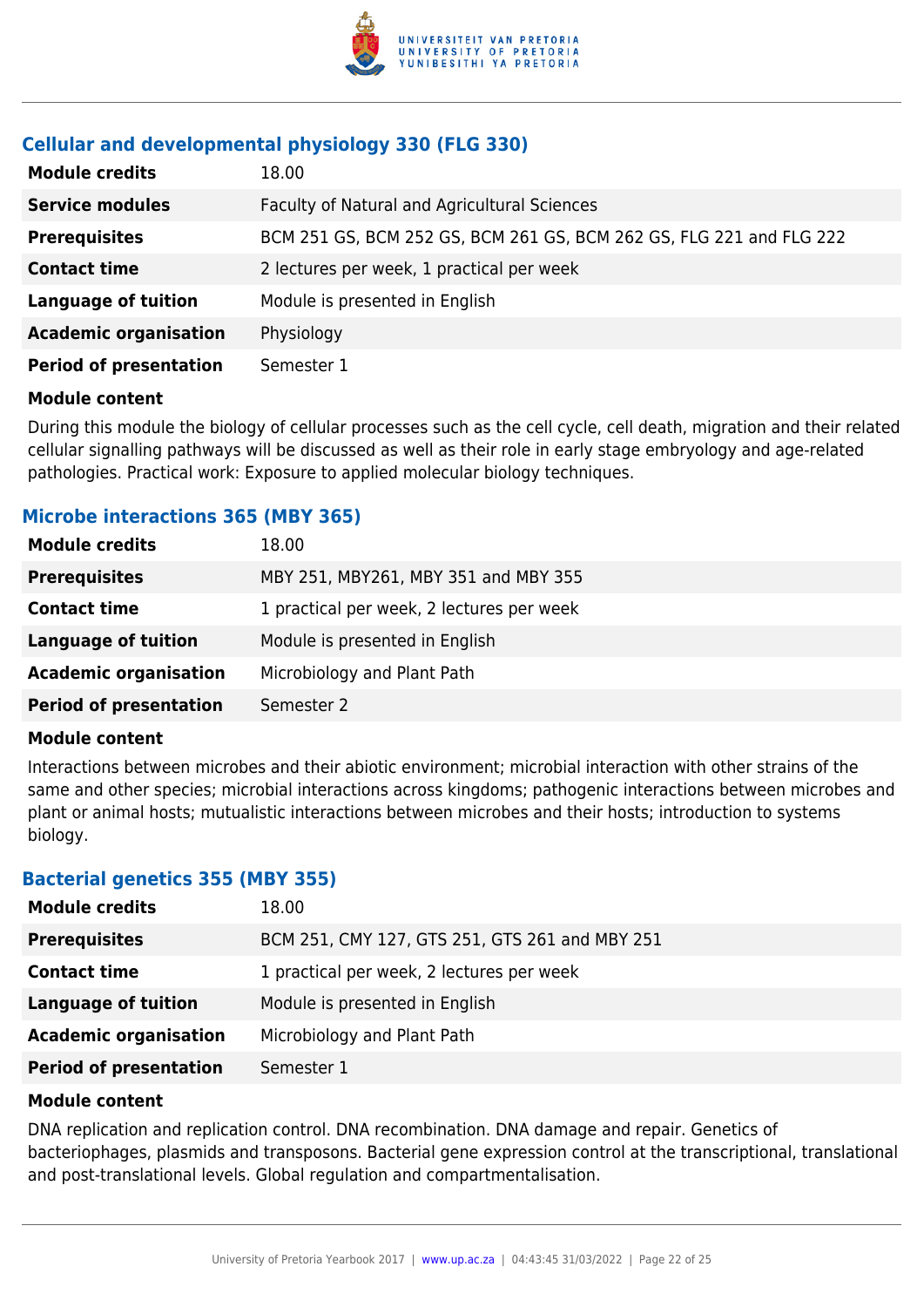### Cellular and developmental physiology 330 (FLG 330)

| | |
|---|---|
| **Module credits** | 18.00 |
| **Service modules** | Faculty of Natural and Agricultural Sciences |
| **Prerequisites** | BCM 251 GS, BCM 252 GS, BCM 261 GS, BCM 262 GS, FLG 221 and FLG 222 |
| **Contact time** | 2 lectures per week, 1 practical per week |
| **Language of tuition** | Module is presented in English |
| **Academic organisation** | Physiology |
| **Period of presentation** | Semester 1 |

**Module content**

During this module the biology of cellular processes such as the cell cycle, cell death, migration and their related cellular signalling pathways will be discussed as well as their role in early stage embryology and age-related pathologies. Practical work: Exposure to applied molecular biology techniques.

### Microbe interactions 365 (MBY 365)

| | |
|---|---|
| **Module credits** | 18.00 |
| **Prerequisites** | MBY 251, MBY261, MBY 351 and MBY 355 |
| **Contact time** | 1 practical per week, 2 lectures per week |
| **Language of tuition** | Module is presented in English |
| **Academic organisation** | Microbiology and Plant Path |
| **Period of presentation** | Semester 2 |

**Module content**

Interactions between microbes and their abiotic environment; microbial interaction with other strains of the same and other species; microbial interactions across kingdoms; pathogenic interactions between microbes and plant or animal hosts; mutualistic interactions between microbes and their hosts; introduction to systems biology.

### Bacterial genetics 355 (MBY 355)

| | |
|---|---|
| **Module credits** | 18.00 |
| **Prerequisites** | BCM 251, CMY 127, GTS 251, GTS 261 and MBY 251 |
| **Contact time** | 1 practical per week, 2 lectures per week |
| **Language of tuition** | Module is presented in English |
| **Academic organisation** | Microbiology and Plant Path |
| **Period of presentation** | Semester 1 |

**Module content**

DNA replication and replication control. DNA recombination. DNA damage and repair. Genetics of bacteriophages, plasmids and transposons. Bacterial gene expression control at the transcriptional, translational and post-translational levels. Global regulation and compartmentalisation.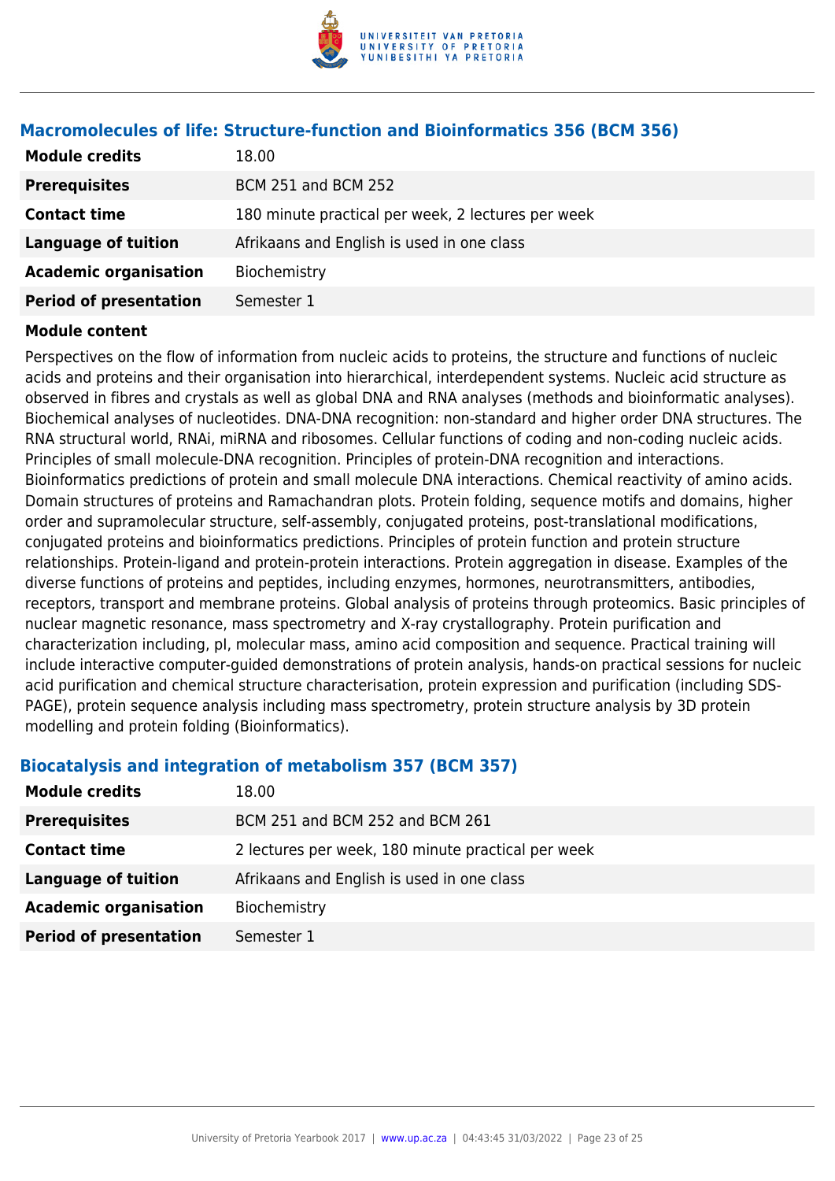### Macromolecules of life: Structure-function and Bioinformatics 356 (BCM 356)

| | |
|---|---|
| **Module credits** | 18.00 |
| **Prerequisites** | BCM 251 and BCM 252 |
| **Contact time** | 180 minute practical per week, 2 lectures per week |
| **Language of tuition** | Afrikaans and English is used in one class |
| **Academic organisation** | Biochemistry |
| **Period of presentation** | Semester 1 |

**Module content**

Perspectives on the flow of information from nucleic acids to proteins, the structure and functions of nucleic acids and proteins and their organisation into hierarchical, interdependent systems. Nucleic acid structure as observed in fibres and crystals as well as global DNA and RNA analyses (methods and bioinformatic analyses). Biochemical analyses of nucleotides. DNA-DNA recognition: non-standard and higher order DNA structures. The RNA structural world, RNAi, miRNA and ribosomes. Cellular functions of coding and non-coding nucleic acids. Principles of small molecule-DNA recognition. Principles of protein-DNA recognition and interactions. Bioinformatics predictions of protein and small molecule DNA interactions. Chemical reactivity of amino acids. Domain structures of proteins and Ramachandran plots. Protein folding, sequence motifs and domains, higher order and supramolecular structure, self-assembly, conjugated proteins, post-translational modifications, conjugated proteins and bioinformatics predictions. Principles of protein function and protein structure relationships. Protein-ligand and protein-protein interactions. Protein aggregation in disease. Examples of the diverse functions of proteins and peptides, including enzymes, hormones, neurotransmitters, antibodies, receptors, transport and membrane proteins. Global analysis of proteins through proteomics. Basic principles of nuclear magnetic resonance, mass spectrometry and X-ray crystallography. Protein purification and characterization including, pI, molecular mass, amino acid composition and sequence. Practical training will include interactive computer-guided demonstrations of protein analysis, hands-on practical sessions for nucleic acid purification and chemical structure characterisation, protein expression and purification (including SDS-PAGE), protein sequence analysis including mass spectrometry, protein structure analysis by 3D protein modelling and protein folding (Bioinformatics).

### Biocatalysis and integration of metabolism 357 (BCM 357)

| | |
|---|---|
| **Module credits** | 18.00 |
| **Prerequisites** | BCM 251 and BCM 252 and BCM 261 |
| **Contact time** | 2 lectures per week, 180 minute practical per week |
| **Language of tuition** | Afrikaans and English is used in one class |
| **Academic organisation** | Biochemistry |
| **Period of presentation** | Semester 1 |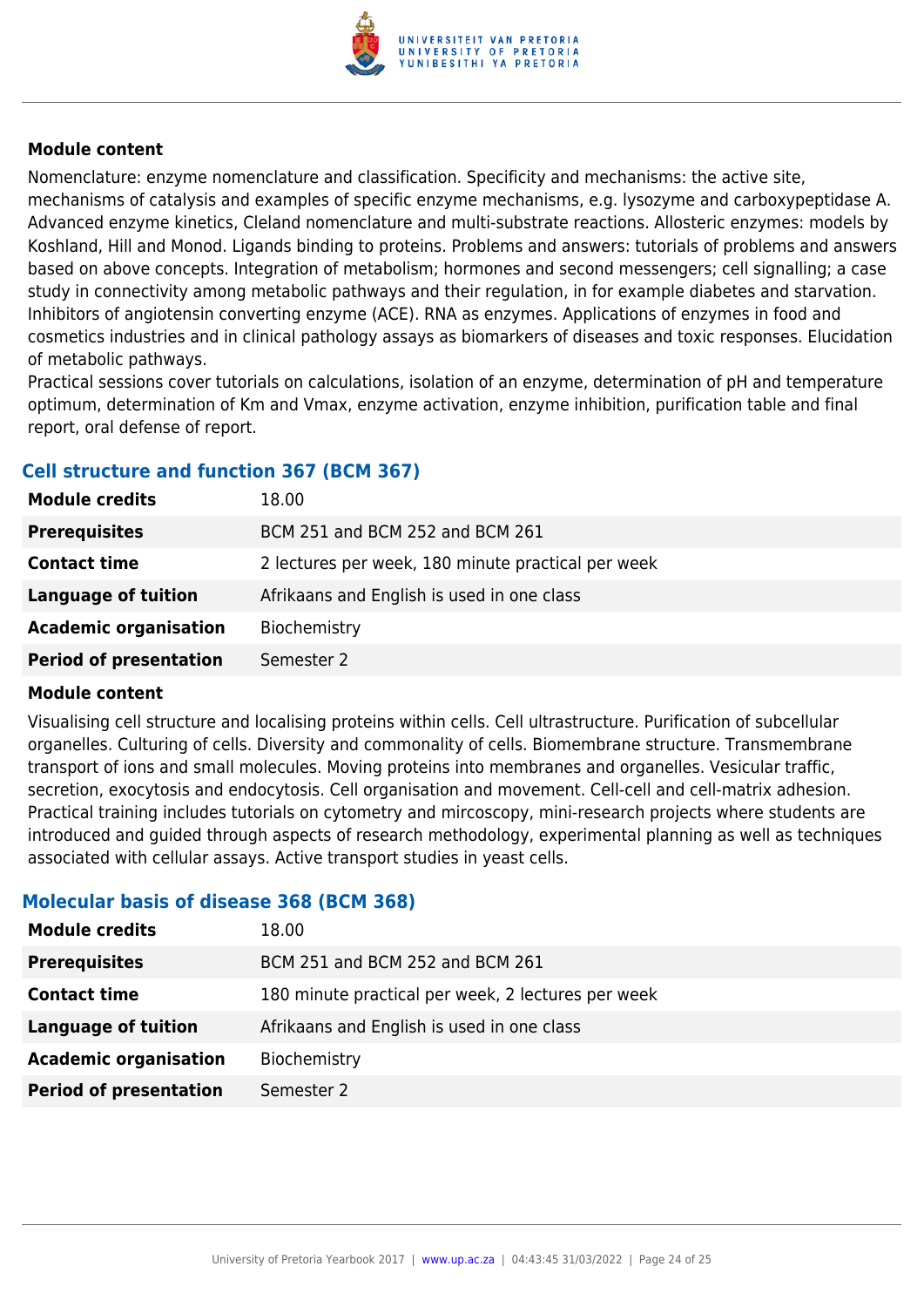**Module content**

Nomenclature: enzyme nomenclature and classification. Specificity and mechanisms: the active site, mechanisms of catalysis and examples of specific enzyme mechanisms, e.g. lysozyme and carboxypeptidase A. Advanced enzyme kinetics, Cleland nomenclature and multi-substrate reactions. Allosteric enzymes: models by Koshland, Hill and Monod. Ligands binding to proteins. Problems and answers: tutorials of problems and answers based on above concepts. Integration of metabolism; hormones and second messengers; cell signalling; a case study in connectivity among metabolic pathways and their regulation, in for example diabetes and starvation. Inhibitors of angiotensin converting enzyme (ACE). RNA as enzymes. Applications of enzymes in food and cosmetics industries and in clinical pathology assays as biomarkers of diseases and toxic responses. Elucidation of metabolic pathways.
Practical sessions cover tutorials on calculations, isolation of an enzyme, determination of pH and temperature optimum, determination of Km and Vmax, enzyme activation, enzyme inhibition, purification table and final report, oral defense of report.

### Cell structure and function 367 (BCM 367)

| | |
|---|---|
| **Module credits** | 18.00 |
| **Prerequisites** | BCM 251 and BCM 252 and BCM 261 |
| **Contact time** | 2 lectures per week, 180 minute practical per week |
| **Language of tuition** | Afrikaans and English is used in one class |
| **Academic organisation** | Biochemistry |
| **Period of presentation** | Semester 2 |

**Module content**

Visualising cell structure and localising proteins within cells. Cell ultrastructure. Purification of subcellular organelles. Culturing of cells. Diversity and commonality of cells. Biomembrane structure. Transmembrane transport of ions and small molecules. Moving proteins into membranes and organelles. Vesicular traffic, secretion, exocytosis and endocytosis. Cell organisation and movement. Cell-cell and cell-matrix adhesion. Practical training includes tutorials on cytometry and mircoscopy, mini-research projects where students are introduced and guided through aspects of research methodology, experimental planning as well as techniques associated with cellular assays. Active transport studies in yeast cells.

### Molecular basis of disease 368 (BCM 368)

| | |
|---|---|
| **Module credits** | 18.00 |
| **Prerequisites** | BCM 251 and BCM 252 and BCM 261 |
| **Contact time** | 180 minute practical per week, 2 lectures per week |
| **Language of tuition** | Afrikaans and English is used in one class |
| **Academic organisation** | Biochemistry |
| **Period of presentation** | Semester 2 |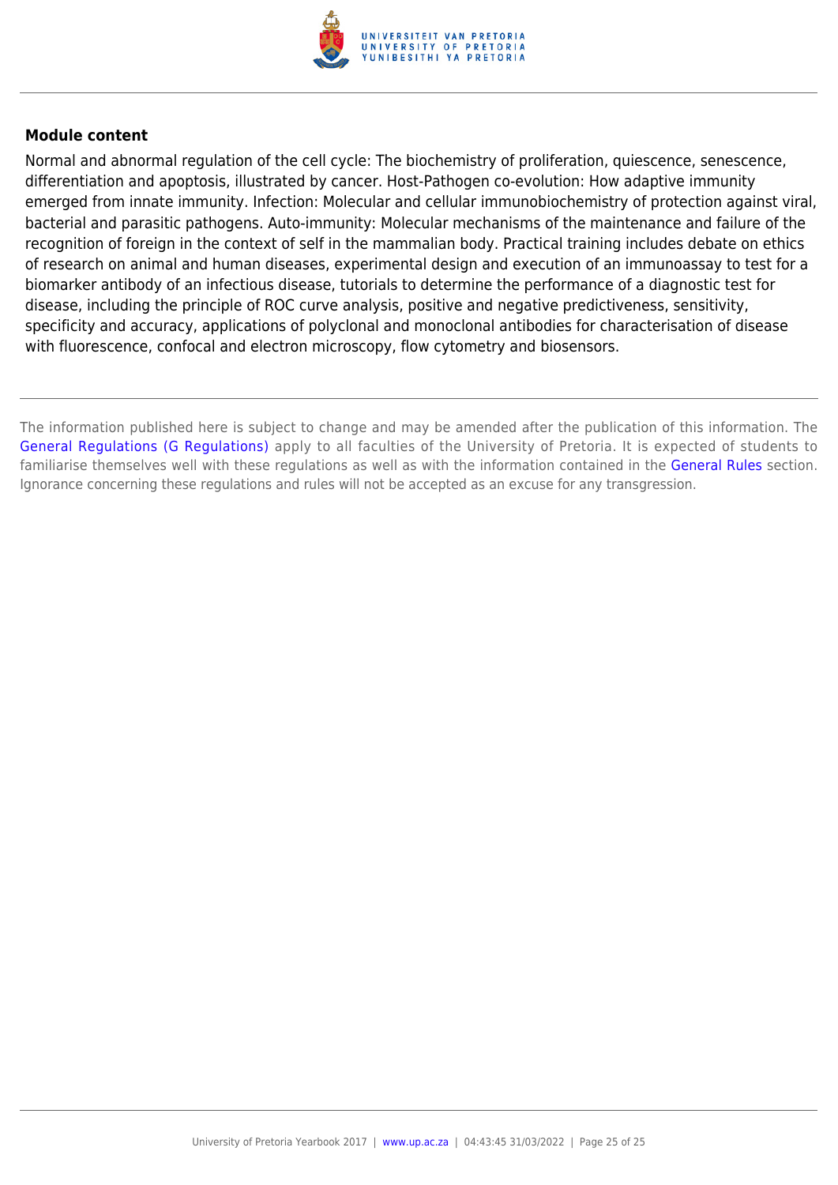### Module content

Normal and abnormal regulation of the cell cycle: The biochemistry of proliferation, quiescence, senescence, differentiation and apoptosis, illustrated by cancer. Host-Pathogen co-evolution: How adaptive immunity emerged from innate immunity. Infection: Molecular and cellular immunobiochemistry of protection against viral, bacterial and parasitic pathogens. Auto-immunity: Molecular mechanisms of the maintenance and failure of the recognition of foreign in the context of self in the mammalian body. Practical training includes debate on ethics of research on animal and human diseases, experimental design and execution of an immunoassay to test for a biomarker antibody of an infectious disease, tutorials to determine the performance of a diagnostic test for disease, including the principle of ROC curve analysis, positive and negative predictiveness, sensitivity, specificity and accuracy, applications of polyclonal and monoclonal antibodies for characterisation of disease with fluorescence, confocal and electron microscopy, flow cytometry and biosensors.

---

The information published here is subject to change and may be amended after the publication of this information. The General Regulations (G Regulations) apply to all faculties of the University of Pretoria. It is expected of students to familiarise themselves well with these regulations as well as with the information contained in the General Rules section. Ignorance concerning these regulations and rules will not be accepted as an excuse for any transgression.